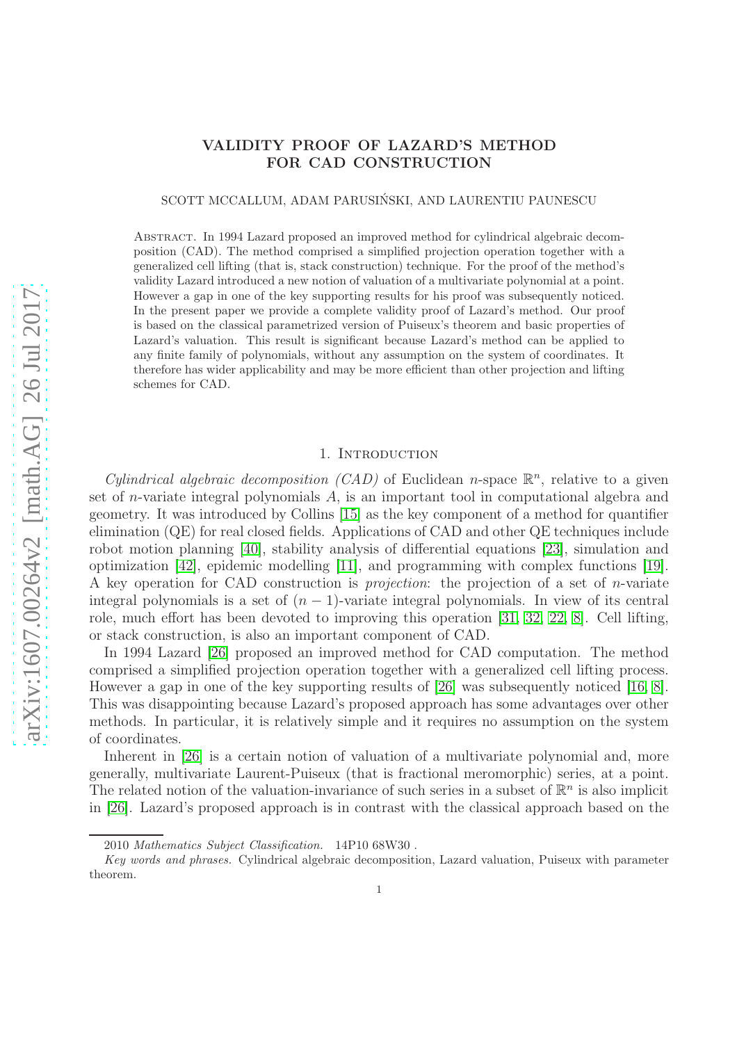# VALIDITY PROOF OF LAZARD'S METHOD FOR CAD CONSTRUCTION

SCOTT MCCALLUM, ADAM PARUSIŃSKI, AND LAURENTIU PAUNESCU

Abstract. In 1994 Lazard proposed an improved method for cylindrical algebraic decomposition (CAD). The method comprised a simplified projection operation together with a generalized cell lifting (that is, stack construction) technique. For the proof of the method's validity Lazard introduced a new notion of valuation of a multivariate polynomial at a point. However a gap in one of the key supporting results for his proof was subsequently noticed. In the present paper we provide a complete validity proof of Lazard's method. Our proof is based on the classical parametrized version of Puiseux's theorem and basic properties of Lazard's valuation. This result is significant because Lazard's method can be applied to any finite family of polynomials, without any assumption on the system of coordinates. It therefore has wider applicability and may be more efficient than other projection and lifting schemes for CAD.

## 1. Introduction

*Cylindrical algebraic decomposition (CAD)* of Euclidean $n$-space $\mathbb{R}^n$, relative to a given set of $n$-variate integral polynomials $A$, is an important tool in computational algebra and geometry. It was introduced by Collins [15] as the key component of a method for quantifier elimination (QE) for real closed fields. Applications of CAD and other QE techniques include robot motion planning [40], stability analysis of differential equations [23], simulation and optimization [42], epidemic modelling [11], and programming with complex functions [19]. A key operation for CAD construction is *projection*: the projection of a set of $n$-variate integral polynomials is a set of $(n-1)$-variate integral polynomials. In view of its central role, much effort has been devoted to improving this operation [31, 32, 22, 8]. Cell lifting, or stack construction, is also an important component of CAD.

In 1994 Lazard [26] proposed an improved method for CAD computation. The method comprised a simplified projection operation together with a generalized cell lifting process. However a gap in one of the key supporting results of [26] was subsequently noticed [16, 8]. This was disappointing because Lazard's proposed approach has some advantages over other methods. In particular, it is relatively simple and it requires no assumption on the system of coordinates.

Inherent in [26] is a certain notion of valuation of a multivariate polynomial and, more generally, multivariate Laurent-Puiseux (that is fractional meromorphic) series, at a point. The related notion of the valuation-invariance of such series in a subset of $\mathbb{R}^n$ is also implicit in [26]. Lazard's proposed approach is in contrast with the classical approach based on the

2010 *Mathematics Subject Classification.* 14P10 68W30 .

*Key words and phrases.* Cylindrical algebraic decomposition, Lazard valuation, Puiseux with parameter theorem.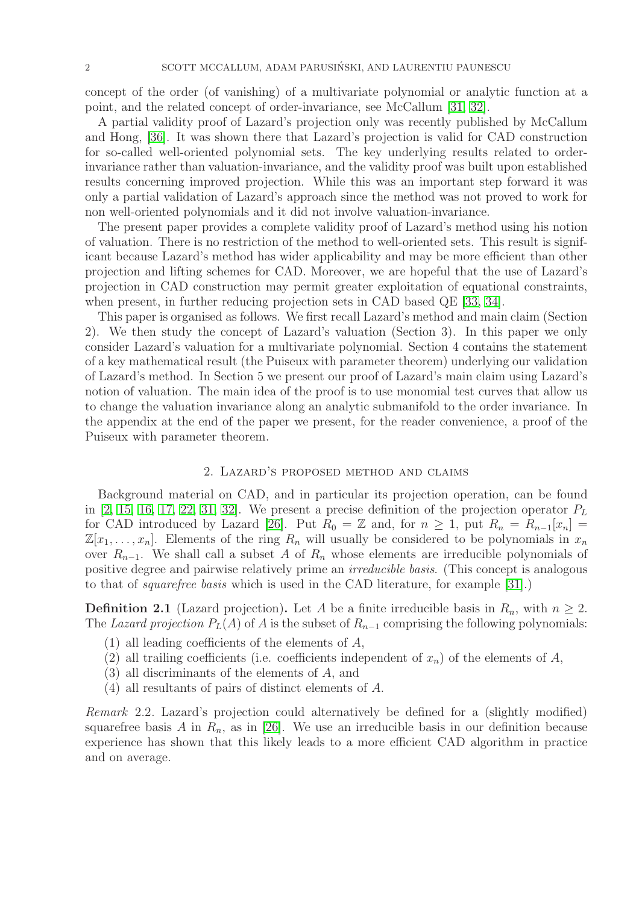concept of the order (of vanishing) of a multivariate polynomial or analytic function at a point, and the related concept of order-invariance, see McCallum [31, 32].

A partial validity proof of Lazard's projection only was recently published by McCallum and Hong, [36]. It was shown there that Lazard's projection is valid for CAD construction for so-called well-oriented polynomial sets. The key underlying results related to order-invariance rather than valuation-invariance, and the validity proof was built upon established results concerning improved projection. While this was an important step forward it was only a partial validation of Lazard's approach since the method was not proved to work for non well-oriented polynomials and it did not involve valuation-invariance.

The present paper provides a complete validity proof of Lazard's method using his notion of valuation. There is no restriction of the method to well-oriented sets. This result is significant because Lazard's method has wider applicability and may be more efficient than other projection and lifting schemes for CAD. Moreover, we are hopeful that the use of Lazard's projection in CAD construction may permit greater exploitation of equational constraints, when present, in further reducing projection sets in CAD based QE [33, 34].

This paper is organised as follows. We first recall Lazard's method and main claim (Section 2). We then study the concept of Lazard's valuation (Section 3). In this paper we only consider Lazard's valuation for a multivariate polynomial. Section 4 contains the statement of a key mathematical result (the Puiseux with parameter theorem) underlying our validation of Lazard's method. In Section 5 we present our proof of Lazard's main claim using Lazard's notion of valuation. The main idea of the proof is to use monomial test curves that allow us to change the valuation invariance along an analytic submanifold to the order invariance. In the appendix at the end of the paper we present, for the reader convenience, a proof of the Puiseux with parameter theorem.

## 2. Lazard's proposed method and claims

Background material on CAD, and in particular its projection operation, can be found in [2, 15, 16, 17, 22, 31, 32]. We present a precise definition of the projection operator $P_L$ for CAD introduced by Lazard [26]. Put $R_0 = \mathbb{Z}$ and, for $n \geq 1$, put $R_n = R_{n-1}[x_n] = \mathbb{Z}[x_1, \ldots, x_n]$. Elements of the ring $R_n$ will usually be considered to be polynomials in $x_n$ over $R_{n-1}$. We shall call a subset $A$ of $R_n$ whose elements are irreducible polynomials of positive degree and pairwise relatively prime an *irreducible basis*. (This concept is analogous to that of *squarefree basis* which is used in the CAD literature, for example [31].)

**Definition 2.1** (Lazard projection)**.** Let $A$ be a finite irreducible basis in $R_n$, with $n \geq 2$. The *Lazard projection* $P_L(A)$ of $A$ is the subset of $R_{n-1}$ comprising the following polynomials:

(1) all leading coefficients of the elements of $A$,
(2) all trailing coefficients (i.e. coefficients independent of $x_n$) of the elements of $A$,
(3) all discriminants of the elements of $A$, and
(4) all resultants of pairs of distinct elements of $A$.

*Remark* 2.2. Lazard's projection could alternatively be defined for a (slightly modified) squarefree basis $A$ in $R_n$, as in [26]. We use an irreducible basis in our definition because experience has shown that this likely leads to a more efficient CAD algorithm in practice and on average.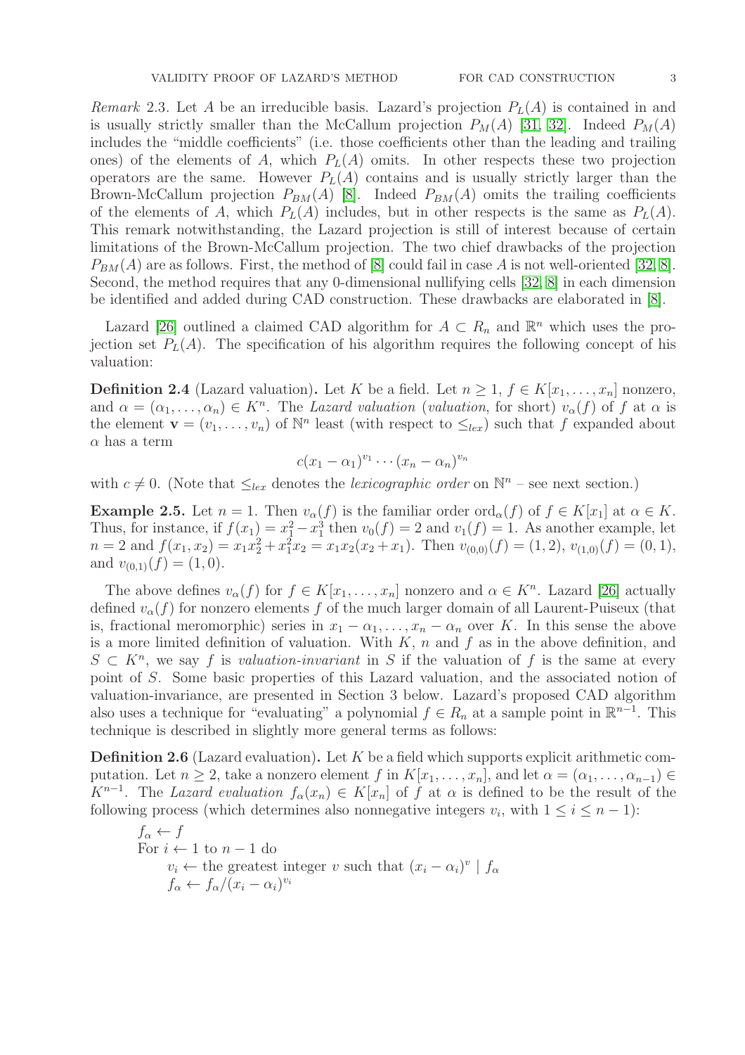*Remark* 2.3. Let $A$ be an irreducible basis. Lazard's projection $P_L(A)$ is contained in and is usually strictly smaller than the McCallum projection $P_M(A)$ [31, 32]. Indeed $P_M(A)$ includes the "middle coefficients" (i.e. those coefficients other than the leading and trailing ones) of the elements of $A$, which $P_L(A)$ omits. In other respects these two projection operators are the same. However $P_L(A)$ contains and is usually strictly larger than the Brown-McCallum projection $P_{BM}(A)$ [8]. Indeed $P_{BM}(A)$ omits the trailing coefficients of the elements of $A$, which $P_L(A)$ includes, but in other respects is the same as $P_L(A)$. This remark notwithstanding, the Lazard projection is still of interest because of certain limitations of the Brown-McCallum projection. The two chief drawbacks of the projection $P_{BM}(A)$ are as follows. First, the method of [8] could fail in case $A$ is not well-oriented [32, 8]. Second, the method requires that any 0-dimensional nullifying cells [32, 8] in each dimension be identified and added during CAD construction. These drawbacks are elaborated in [8].

Lazard [26] outlined a claimed CAD algorithm for $A \subset R_n$ and $\mathbb{R}^n$ which uses the projection set $P_L(A)$. The specification of his algorithm requires the following concept of his valuation:

**Definition 2.4** (Lazard valuation)**.** Let $K$ be a field. Let $n \geq 1$, $f \in K[x_1, \ldots, x_n]$ nonzero, and $\alpha = (\alpha_1, \ldots, \alpha_n) \in K^n$. The *Lazard valuation* (*valuation*, for short) $v_\alpha(f)$ of $f$ at $\alpha$ is the element $\mathbf{v} = (v_1, \ldots, v_n)$ of $\mathbb{N}^n$ least (with respect to $\leq_{lex}$) such that $f$ expanded about $\alpha$ has a term

$$c(x_1 - \alpha_1)^{v_1} \cdots (x_n - \alpha_n)^{v_n}$$

with $c \neq 0$. (Note that $\leq_{lex}$ denotes the *lexicographic order* on $\mathbb{N}^n$ – see next section.)

**Example 2.5.** Let $n = 1$. Then $v_\alpha(f)$ is the familiar order $\mathrm{ord}_\alpha(f)$ of $f \in K[x_1]$ at $\alpha \in K$. Thus, for instance, if $f(x_1) = x_1^2 - x_1^3$ then $v_0(f) = 2$ and $v_1(f) = 1$. As another example, let $n = 2$ and $f(x_1, x_2) = x_1x_2^2 + x_1^2x_2 = x_1x_2(x_2 + x_1)$. Then $v_{(0,0)}(f) = (1, 2)$, $v_{(1,0)}(f) = (0, 1)$, and $v_{(0,1)}(f) = (1, 0)$.

The above defines $v_\alpha(f)$ for $f \in K[x_1, \ldots, x_n]$ nonzero and $\alpha \in K^n$. Lazard [26] actually defined $v_\alpha(f)$ for nonzero elements $f$ of the much larger domain of all Laurent-Puiseux (that is, fractional meromorphic) series in $x_1 - \alpha_1, \ldots, x_n - \alpha_n$ over $K$. In this sense the above is a more limited definition of valuation. With $K$, $n$ and $f$ as in the above definition, and $S \subset K^n$, we say $f$ is *valuation-invariant* in $S$ if the valuation of $f$ is the same at every point of $S$. Some basic properties of this Lazard valuation, and the associated notion of valuation-invariance, are presented in Section 3 below. Lazard's proposed CAD algorithm also uses a technique for "evaluating" a polynomial $f \in R_n$ at a sample point in $\mathbb{R}^{n-1}$. This technique is described in slightly more general terms as follows:

**Definition 2.6** (Lazard evaluation)**.** Let $K$ be a field which supports explicit arithmetic computation. Let $n \geq 2$, take a nonzero element $f$ in $K[x_1, \ldots, x_n]$, and let $\alpha = (\alpha_1, \ldots, \alpha_{n-1}) \in K^{n-1}$. The *Lazard evaluation* $f_\alpha(x_n) \in K[x_n]$ of $f$ at $\alpha$ is defined to be the result of the following process (which determines also nonnegative integers $v_i$, with $1 \leq i \leq n - 1$):

$f_\alpha \leftarrow f$
For $i \leftarrow 1$ to $n - 1$ do
  $v_i \leftarrow$ the greatest integer $v$ such that $(x_i - \alpha_i)^v \mid f_\alpha$
  $f_\alpha \leftarrow f_\alpha / (x_i - \alpha_i)^{v_i}$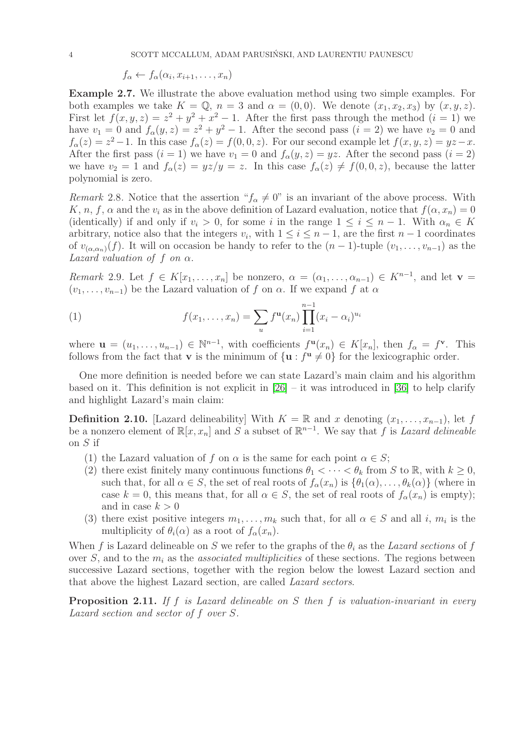$$f_\alpha \leftarrow f_\alpha(\alpha_i, x_{i+1}, \ldots, x_n)$$

**Example 2.7.** We illustrate the above evaluation method using two simple examples. For both examples we take $K = \mathbb{Q}$, $n = 3$ and $\alpha = (0, 0)$. We denote $(x_1, x_2, x_3)$ by $(x, y, z)$. First let $f(x, y, z) = z^2 + y^2 + x^2 - 1$. After the first pass through the method ($i = 1$) we have $v_1 = 0$ and $f_\alpha(y, z) = z^2 + y^2 - 1$. After the second pass ($i = 2$) we have $v_2 = 0$ and $f_\alpha(z) = z^2 - 1$. In this case $f_\alpha(z) = f(0, 0, z)$. For our second example let $f(x, y, z) = yz - x$. After the first pass ($i = 1$) we have $v_1 = 0$ and $f_\alpha(y, z) = yz$. After the second pass ($i = 2$) we have $v_2 = 1$ and $f_\alpha(z) = yz/y = z$. In this case $f_\alpha(z) \neq f(0, 0, z)$, because the latter polynomial is zero.

*Remark* 2.8. Notice that the assertion "$f_\alpha \neq 0$" is an invariant of the above process. With $K$, $n$, $f$, $\alpha$ and the $v_i$ as in the above definition of Lazard evaluation, notice that $f(\alpha, x_n) = 0$ (identically) if and only if $v_i > 0$, for some $i$ in the range $1 \leq i \leq n - 1$. With $\alpha_n \in K$ arbitrary, notice also that the integers $v_i$, with $1 \leq i \leq n - 1$, are the first $n - 1$ coordinates of $v_{(\alpha, \alpha_n)}(f)$. It will on occasion be handy to refer to the $(n - 1)$-tuple $(v_1, \ldots, v_{n-1})$ as the *Lazard valuation of $f$ on $\alpha$*.

*Remark* 2.9. Let $f \in K[x_1, \ldots, x_n]$ be nonzero, $\alpha = (\alpha_1, \ldots, \alpha_{n-1}) \in K^{n-1}$, and let $\mathbf{v} = (v_1, \ldots, v_{n-1})$ be the Lazard valuation of $f$ on $\alpha$. If we expand $f$ at $\alpha$

$$f(x_1, \ldots, x_n) = \sum_u f^{\mathbf{u}}(x_n) \prod_{i=1}^{n-1} (x_i - \alpha_i)^{u_i} \tag{1}$$

where $\mathbf{u} = (u_1, \ldots, u_{n-1}) \in \mathbb{N}^{n-1}$, with coefficients $f^{\mathbf{u}}(x_n) \in K[x_n]$, then $f_\alpha = f^{\mathbf{v}}$. This follows from the fact that $\mathbf{v}$ is the minimum of $\{\mathbf{u} : f^{\mathbf{u}} \neq 0\}$ for the lexicographic order.

One more definition is needed before we can state Lazard's main claim and his algorithm based on it. This definition is not explicit in [26] – it was introduced in [36] to help clarify and highlight Lazard's main claim:

**Definition 2.10.** [Lazard delineability] With $K = \mathbb{R}$ and $x$ denoting $(x_1, \ldots, x_{n-1})$, let $f$ be a nonzero element of $\mathbb{R}[x, x_n]$ and $S$ a subset of $\mathbb{R}^{n-1}$. We say that $f$ is *Lazard delineable* on $S$ if

1. the Lazard valuation of $f$ on $\alpha$ is the same for each point $\alpha \in S$;
2. there exist finitely many continuous functions $\theta_1 < \cdots < \theta_k$ from $S$ to $\mathbb{R}$, with $k \geq 0$, such that, for all $\alpha \in S$, the set of real roots of $f_\alpha(x_n)$ is $\{\theta_1(\alpha), \ldots, \theta_k(\alpha)\}$ (where in case $k = 0$, this means that, for all $\alpha \in S$, the set of real roots of $f_\alpha(x_n)$ is empty); and in case $k > 0$
3. there exist positive integers $m_1, \ldots, m_k$ such that, for all $\alpha \in S$ and all $i$, $m_i$ is the multiplicity of $\theta_i(\alpha)$ as a root of $f_\alpha(x_n)$.

When $f$ is Lazard delineable on $S$ we refer to the graphs of the $\theta_i$ as the *Lazard sections* of $f$ over $S$, and to the $m_i$ as the *associated multiplicities* of these sections. The regions between successive Lazard sections, together with the region below the lowest Lazard section and that above the highest Lazard section, are called *Lazard sectors*.

**Proposition 2.11.** *If $f$ is Lazard delineable on $S$ then $f$ is valuation-invariant in every Lazard section and sector of $f$ over $S$.*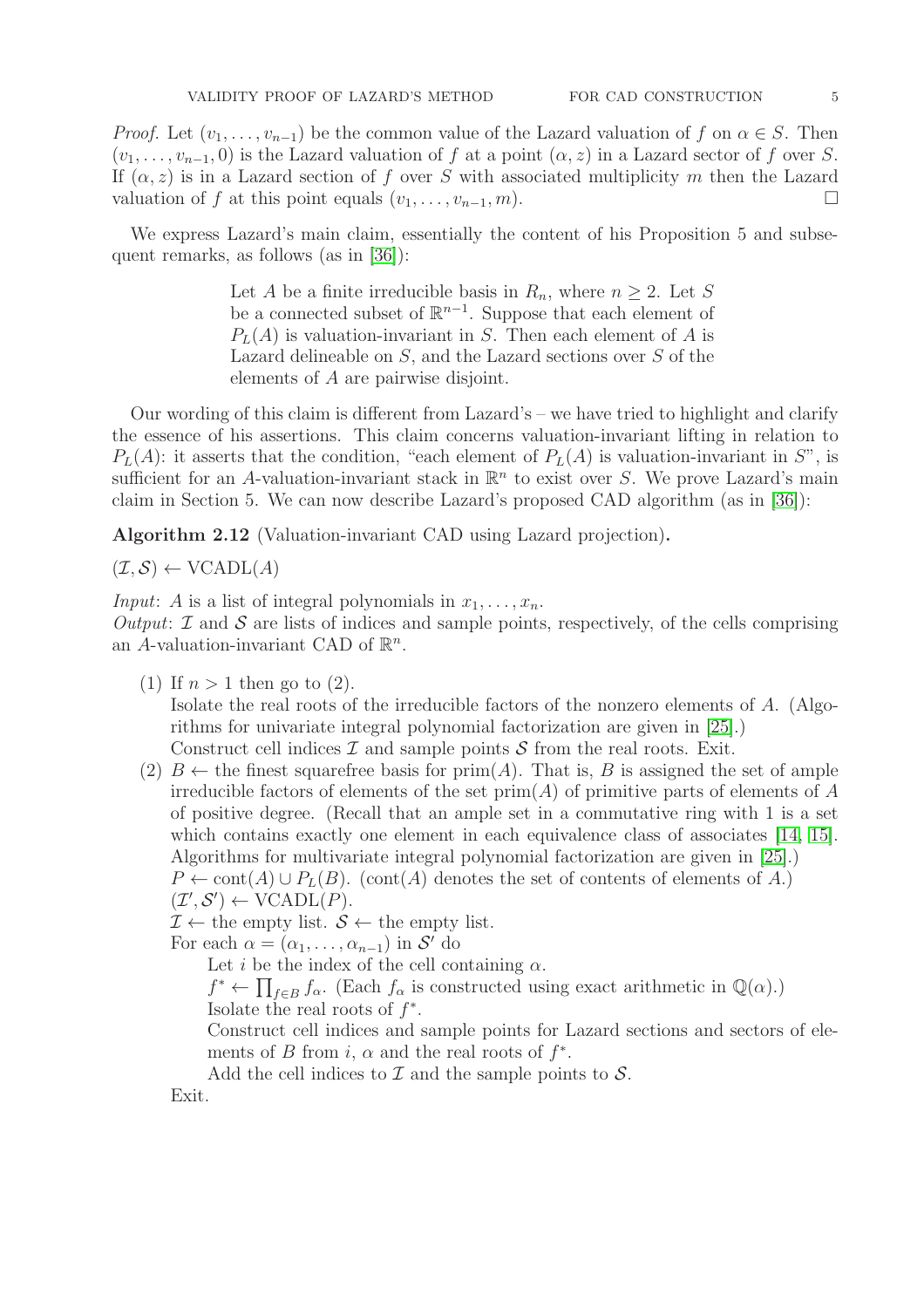*Proof.* Let $(v_1, \ldots, v_{n-1})$ be the common value of the Lazard valuation of $f$ on $\alpha \in S$. Then $(v_1, \ldots, v_{n-1}, 0)$ is the Lazard valuation of $f$ at a point $(\alpha, z)$ in a Lazard sector of $f$ over $S$. If $(\alpha, z)$ is in a Lazard section of $f$ over $S$ with associated multiplicity $m$ then the Lazard valuation of $f$ at this point equals $(v_1, \ldots, v_{n-1}, m)$. □

We express Lazard's main claim, essentially the content of his Proposition 5 and subsequent remarks, as follows (as in [36]):

> Let $A$ be a finite irreducible basis in $R_n$, where $n \geq 2$. Let $S$ be a connected subset of $\mathbb{R}^{n-1}$. Suppose that each element of $P_L(A)$ is valuation-invariant in $S$. Then each element of $A$ is Lazard delineable on $S$, and the Lazard sections over $S$ of the elements of $A$ are pairwise disjoint.

Our wording of this claim is different from Lazard's – we have tried to highlight and clarify the essence of his assertions. This claim concerns valuation-invariant lifting in relation to $P_L(A)$: it asserts that the condition, "each element of $P_L(A)$ is valuation-invariant in $S$", is sufficient for an $A$-valuation-invariant stack in $\mathbb{R}^n$ to exist over $S$. We prove Lazard's main claim in Section 5. We can now describe Lazard's proposed CAD algorithm (as in [36]):

**Algorithm 2.12** (Valuation-invariant CAD using Lazard projection)**.**

$(\mathcal{I}, \mathcal{S}) \leftarrow \text{VCADL}(A)$

*Input*: $A$ is a list of integral polynomials in $x_1, \ldots, x_n$.
*Output*: $\mathcal{I}$ and $\mathcal{S}$ are lists of indices and sample points, respectively, of the cells comprising an $A$-valuation-invariant CAD of $\mathbb{R}^n$.

(1) If $n > 1$ then go to (2).
Isolate the real roots of the irreducible factors of the nonzero elements of $A$. (Algorithms for univariate integral polynomial factorization are given in [25].)
Construct cell indices $\mathcal{I}$ and sample points $\mathcal{S}$ from the real roots. Exit.

(2) $B \leftarrow$ the finest squarefree basis for $\text{prim}(A)$. That is, $B$ is assigned the set of ample irreducible factors of elements of the set $\text{prim}(A)$ of primitive parts of elements of $A$ of positive degree. (Recall that an ample set in a commutative ring with 1 is a set which contains exactly one element in each equivalence class of associates [14, 15]. Algorithms for multivariate integral polynomial factorization are given in [25].)
$P \leftarrow \text{cont}(A) \cup P_L(B)$. ($\text{cont}(A)$ denotes the set of contents of elements of $A$.)
$(\mathcal{I}', \mathcal{S}') \leftarrow \text{VCADL}(P)$.
$\mathcal{I} \leftarrow$ the empty list. $\mathcal{S} \leftarrow$ the empty list.
For each $\alpha = (\alpha_1, \ldots, \alpha_{n-1})$ in $\mathcal{S}'$ do
  Let $i$ be the index of the cell containing $\alpha$.
  $f^* \leftarrow \prod_{f \in B} f_\alpha$. (Each $f_\alpha$ is constructed using exact arithmetic in $\mathbb{Q}(\alpha)$.)
  Isolate the real roots of $f^*$.
  Construct cell indices and sample points for Lazard sections and sectors of elements of $B$ from $i$, $\alpha$ and the real roots of $f^*$.
  Add the cell indices to $\mathcal{I}$ and the sample points to $\mathcal{S}$.
Exit.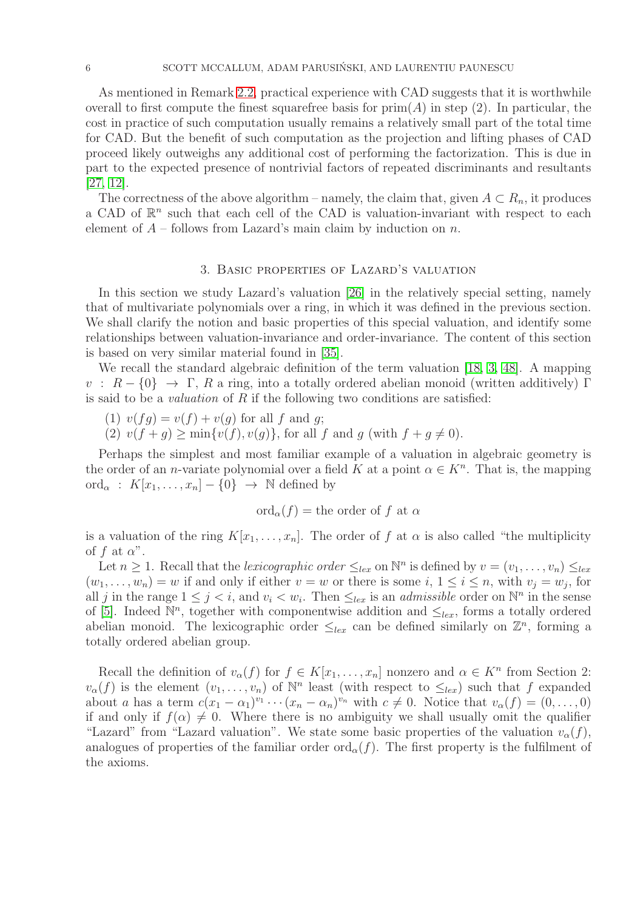As mentioned in Remark 2.2, practical experience with CAD suggests that it is worthwhile overall to first compute the finest squarefree basis for $\text{prim}(A)$ in step (2). In particular, the cost in practice of such computation usually remains a relatively small part of the total time for CAD. But the benefit of such computation as the projection and lifting phases of CAD proceed likely outweighs any additional cost of performing the factorization. This is due in part to the expected presence of nontrivial factors of repeated discriminants and resultants [27, 12].

The correctness of the above algorithm – namely, the claim that, given $A \subset R_n$, it produces a CAD of $\mathbb{R}^n$ such that each cell of the CAD is valuation-invariant with respect to each element of $A$ – follows from Lazard's main claim by induction on $n$.

## 3. Basic properties of Lazard's valuation

In this section we study Lazard's valuation [26] in the relatively special setting, namely that of multivariate polynomials over a ring, in which it was defined in the previous section. We shall clarify the notion and basic properties of this special valuation, and identify some relationships between valuation-invariance and order-invariance. The content of this section is based on very similar material found in [35].

We recall the standard algebraic definition of the term valuation [18, 3, 48]. A mapping $v : R - \{0\} \to \Gamma$, $R$ a ring, into a totally ordered abelian monoid (written additively) $\Gamma$ is said to be a *valuation* of $R$ if the following two conditions are satisfied:

(1) $v(fg) = v(f) + v(g)$ for all $f$ and $g$;
(2) $v(f + g) \geq \min\{v(f), v(g)\}$, for all $f$ and $g$ (with $f + g \neq 0$).

Perhaps the simplest and most familiar example of a valuation in algebraic geometry is the order of an $n$-variate polynomial over a field $K$ at a point $\alpha \in K^n$. That is, the mapping $\text{ord}_\alpha : K[x_1, \ldots, x_n] - \{0\} \to \mathbb{N}$ defined by

$$\text{ord}_\alpha(f) = \text{the order of } f \text{ at } \alpha$$

is a valuation of the ring $K[x_1, \ldots, x_n]$. The order of $f$ at $\alpha$ is also called "the multiplicity of $f$ at $\alpha$".

Let $n \geq 1$. Recall that the *lexicographic order* $\leq_{lex}$ on $\mathbb{N}^n$ is defined by $v = (v_1, \ldots, v_n) \leq_{lex} (w_1, \ldots, w_n) = w$ if and only if either $v = w$ or there is some $i$, $1 \leq i \leq n$, with $v_j = w_j$, for all $j$ in the range $1 \leq j < i$, and $v_i < w_i$. Then $\leq_{lex}$ is an *admissible* order on $\mathbb{N}^n$ in the sense of [5]. Indeed $\mathbb{N}^n$, together with componentwise addition and $\leq_{lex}$, forms a totally ordered abelian monoid. The lexicographic order $\leq_{lex}$ can be defined similarly on $\mathbb{Z}^n$, forming a totally ordered abelian group.

Recall the definition of $v_\alpha(f)$ for $f \in K[x_1, \ldots, x_n]$ nonzero and $\alpha \in K^n$ from Section 2: $v_\alpha(f)$ is the element $(v_1, \ldots, v_n)$ of $\mathbb{N}^n$ least (with respect to $\leq_{lex}$) such that $f$ expanded about $a$ has a term $c(x_1 - \alpha_1)^{v_1} \cdots (x_n - \alpha_n)^{v_n}$ with $c \neq 0$. Notice that $v_\alpha(f) = (0, \ldots, 0)$ if and only if $f(\alpha) \neq 0$. Where there is no ambiguity we shall usually omit the qualifier "Lazard" from "Lazard valuation". We state some basic properties of the valuation $v_\alpha(f)$, analogues of properties of the familiar order $\text{ord}_\alpha(f)$. The first property is the fulfilment of the axioms.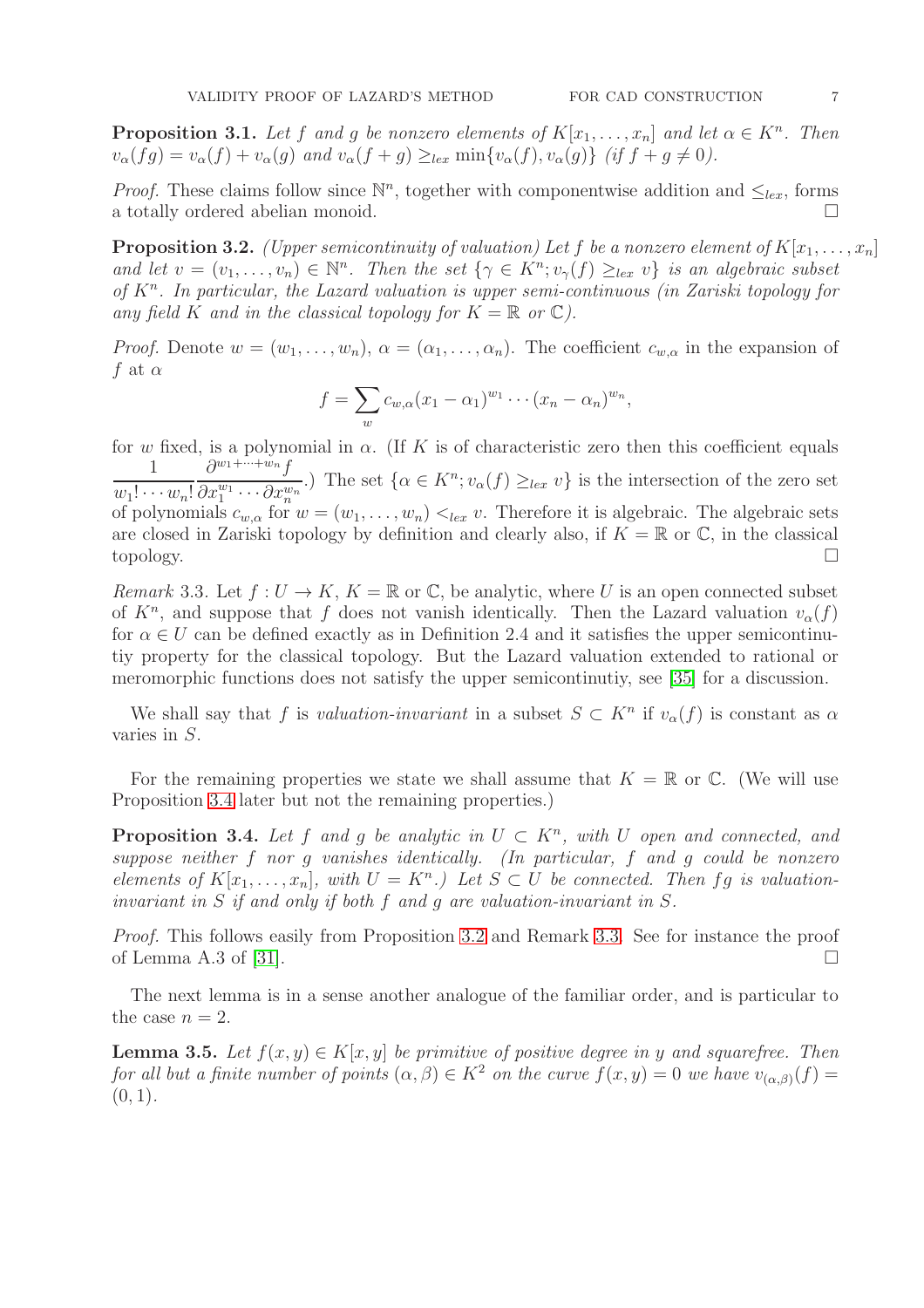**Proposition 3.1.** *Let $f$ and $g$ be nonzero elements of $K[x_1, \ldots, x_n]$ and let $\alpha \in K^n$. Then $v_\alpha(fg) = v_\alpha(f) + v_\alpha(g)$ and $v_\alpha(f+g) \geq_{lex} \min\{v_\alpha(f), v_\alpha(g)\}$ (if $f + g \neq 0$).*

*Proof.* These claims follow since $\mathbb{N}^n$, together with componentwise addition and $\leq_{lex}$, forms a totally ordered abelian monoid. □

**Proposition 3.2.** *(Upper semicontinuity of valuation) Let $f$ be a nonzero element of $K[x_1, \ldots, x_n]$ and let $v = (v_1, \ldots, v_n) \in \mathbb{N}^n$. Then the set $\{\gamma \in K^n; v_\gamma(f) \geq_{lex} v\}$ is an algebraic subset of $K^n$. In particular, the Lazard valuation is upper semi-continuous (in Zariski topology for any field $K$ and in the classical topology for $K = \mathbb{R}$ or $\mathbb{C}$).*

*Proof.* Denote $w = (w_1, \ldots, w_n)$, $\alpha = (\alpha_1, \ldots, \alpha_n)$. The coefficient $c_{w,\alpha}$ in the expansion of $f$ at $\alpha$

$$f = \sum_w c_{w,\alpha}(x_1 - \alpha_1)^{w_1} \cdots (x_n - \alpha_n)^{w_n},$$

for $w$ fixed, is a polynomial in $\alpha$. (If $K$ is of characteristic zero then this coefficient equals $\dfrac{1}{w_1! \cdots w_n!} \dfrac{\partial^{w_1 + \cdots + w_n} f}{\partial x_1^{w_1} \cdots \partial x_n^{w_n}}$.) The set $\{\alpha \in K^n; v_\alpha(f) \geq_{lex} v\}$ is the intersection of the zero set of polynomials $c_{w,\alpha}$ for $w = (w_1, \ldots, w_n) <_{lex} v$. Therefore it is algebraic. The algebraic sets are closed in Zariski topology by definition and clearly also, if $K = \mathbb{R}$ or $\mathbb{C}$, in the classical topology. □

*Remark* 3.3. Let $f : U \to K$, $K = \mathbb{R}$ or $\mathbb{C}$, be analytic, where $U$ is an open connected subset of $K^n$, and suppose that $f$ does not vanish identically. Then the Lazard valuation $v_\alpha(f)$ for $\alpha \in U$ can be defined exactly as in Definition 2.4 and it satisfies the upper semicontinutiy property for the classical topology. But the Lazard valuation extended to rational or meromorphic functions does not satisfy the upper semicontinutiy, see [35] for a discussion.

We shall say that $f$ is *valuation-invariant* in a subset $S \subset K^n$ if $v_\alpha(f)$ is constant as $\alpha$ varies in $S$.

For the remaining properties we state we shall assume that $K = \mathbb{R}$ or $\mathbb{C}$. (We will use Proposition 3.4 later but not the remaining properties.)

**Proposition 3.4.** *Let $f$ and $g$ be analytic in $U \subset K^n$, with $U$ open and connected, and suppose neither $f$ nor $g$ vanishes identically. (In particular, $f$ and $g$ could be nonzero elements of $K[x_1, \ldots, x_n]$, with $U = K^n$.) Let $S \subset U$ be connected. Then $fg$ is valuation-invariant in $S$ if and only if both $f$ and $g$ are valuation-invariant in $S$.*

*Proof.* This follows easily from Proposition 3.2 and Remark 3.3. See for instance the proof of Lemma A.3 of [31]. □

The next lemma is in a sense another analogue of the familiar order, and is particular to the case $n = 2$.

**Lemma 3.5.** *Let $f(x, y) \in K[x, y]$ be primitive of positive degree in $y$ and squarefree. Then for all but a finite number of points $(\alpha, \beta) \in K^2$ on the curve $f(x, y) = 0$ we have $v_{(\alpha,\beta)}(f) = (0, 1)$.*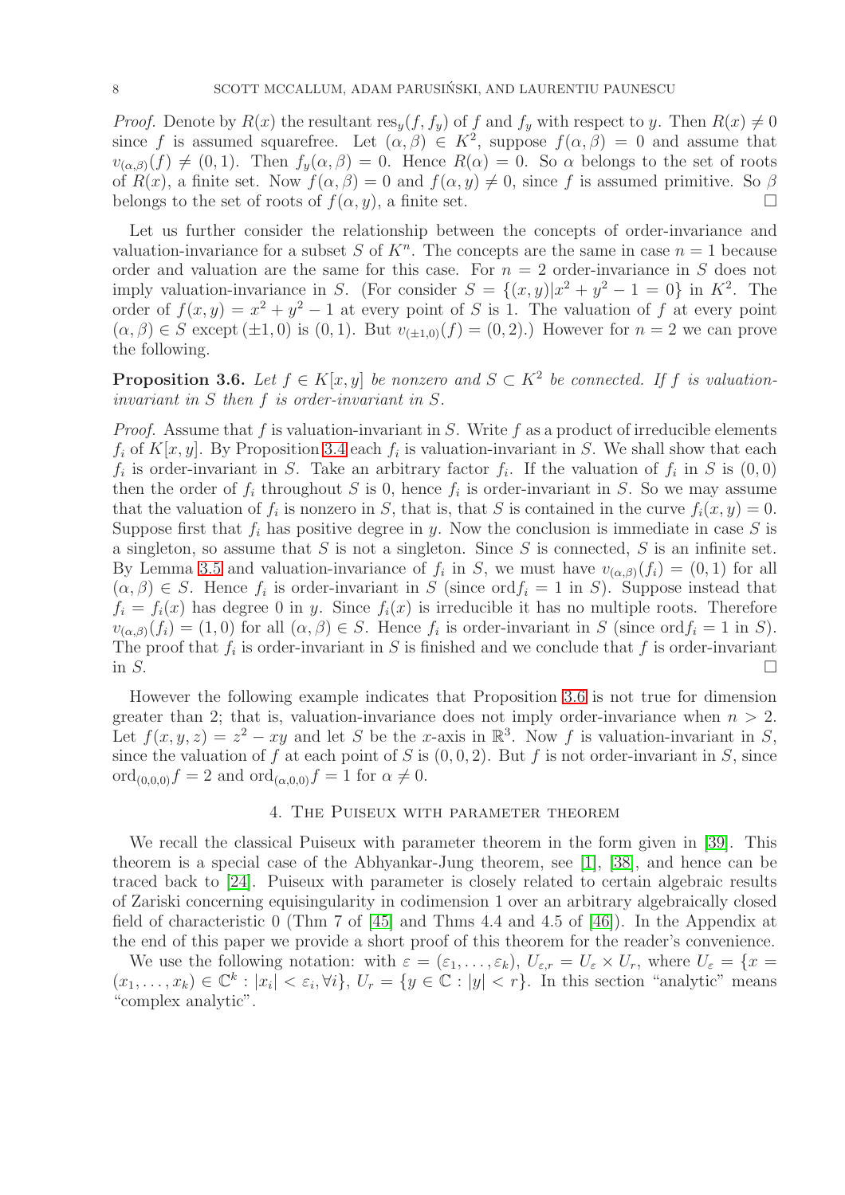*Proof.* Denote by $R(x)$ the resultant $\text{res}_y(f, f_y)$ of $f$ and $f_y$ with respect to $y$. Then $R(x) \neq 0$ since $f$ is assumed squarefree. Let $(\alpha, \beta) \in K^2$, suppose $f(\alpha, \beta) = 0$ and assume that $v_{(\alpha,\beta)}(f) \neq (0, 1)$. Then $f_y(\alpha, \beta) = 0$. Hence $R(\alpha) = 0$. So $\alpha$ belongs to the set of roots of $R(x)$, a finite set. Now $f(\alpha, \beta) = 0$ and $f(\alpha, y) \neq 0$, since $f$ is assumed primitive. So $\beta$ belongs to the set of roots of $f(\alpha, y)$, a finite set. □

Let us further consider the relationship between the concepts of order-invariance and valuation-invariance for a subset $S$ of $K^n$. The concepts are the same in case $n = 1$ because order and valuation are the same for this case. For $n = 2$ order-invariance in $S$ does not imply valuation-invariance in $S$. (For consider $S = \{(x, y) | x^2 + y^2 - 1 = 0\}$ in $K^2$. The order of $f(x, y) = x^2 + y^2 - 1$ at every point of $S$ is 1. The valuation of $f$ at every point $(\alpha, \beta) \in S$ except $(\pm 1, 0)$ is $(0, 1)$. But $v_{(\pm 1,0)}(f) = (0, 2)$.) However for $n = 2$ we can prove the following.

**Proposition 3.6.** *Let $f \in K[x, y]$ be nonzero and $S \subset K^2$ be connected. If $f$ is valuation-invariant in $S$ then $f$ is order-invariant in $S$.*

*Proof.* Assume that $f$ is valuation-invariant in $S$. Write $f$ as a product of irreducible elements $f_i$ of $K[x, y]$. By Proposition 3.4 each $f_i$ is valuation-invariant in $S$. We shall show that each $f_i$ is order-invariant in $S$. Take an arbitrary factor $f_i$. If the valuation of $f_i$ in $S$ is $(0, 0)$ then the order of $f_i$ throughout $S$ is 0, hence $f_i$ is order-invariant in $S$. So we may assume that the valuation of $f_i$ is nonzero in $S$, that is, that $S$ is contained in the curve $f_i(x, y) = 0$. Suppose first that $f_i$ has positive degree in $y$. Now the conclusion is immediate in case $S$ is a singleton, so assume that $S$ is not a singleton. Since $S$ is connected, $S$ is an infinite set. By Lemma 3.5 and valuation-invariance of $f_i$ in $S$, we must have $v_{(\alpha,\beta)}(f_i) = (0, 1)$ for all $(\alpha, \beta) \in S$. Hence $f_i$ is order-invariant in $S$ (since $\text{ord} f_i = 1$ in $S$). Suppose instead that $f_i = f_i(x)$ has degree 0 in $y$. Since $f_i(x)$ is irreducible it has no multiple roots. Therefore $v_{(\alpha,\beta)}(f_i) = (1, 0)$ for all $(\alpha, \beta) \in S$. Hence $f_i$ is order-invariant in $S$ (since $\text{ord} f_i = 1$ in $S$). The proof that $f_i$ is order-invariant in $S$ is finished and we conclude that $f$ is order-invariant in $S$. □

However the following example indicates that Proposition 3.6 is not true for dimension greater than 2; that is, valuation-invariance does not imply order-invariance when $n > 2$. Let $f(x, y, z) = z^2 - xy$ and let $S$ be the $x$-axis in $\mathbb{R}^3$. Now $f$ is valuation-invariant in $S$, since the valuation of $f$ at each point of $S$ is $(0, 0, 2)$. But $f$ is not order-invariant in $S$, since $\text{ord}_{(0,0,0)} f = 2$ and $\text{ord}_{(\alpha,0,0)} f = 1$ for $\alpha \neq 0$.

## 4. The Puiseux with parameter theorem

We recall the classical Puiseux with parameter theorem in the form given in [39]. This theorem is a special case of the Abhyankar-Jung theorem, see [1], [38], and hence can be traced back to [24]. Puiseux with parameter is closely related to certain algebraic results of Zariski concerning equisingularity in codimension 1 over an arbitrary algebraically closed field of characteristic 0 (Thm 7 of [45] and Thms 4.4 and 4.5 of [46]). In the Appendix at the end of this paper we provide a short proof of this theorem for the reader's convenience.

We use the following notation: with $\varepsilon = (\varepsilon_1, \ldots, \varepsilon_k)$, $U_{\varepsilon,r} = U_\varepsilon \times U_r$, where $U_\varepsilon = \{x = (x_1, \ldots, x_k) \in \mathbb{C}^k : |x_i| < \varepsilon_i, \forall i\}$, $U_r = \{y \in \mathbb{C} : |y| < r\}$. In this section "analytic" means "complex analytic".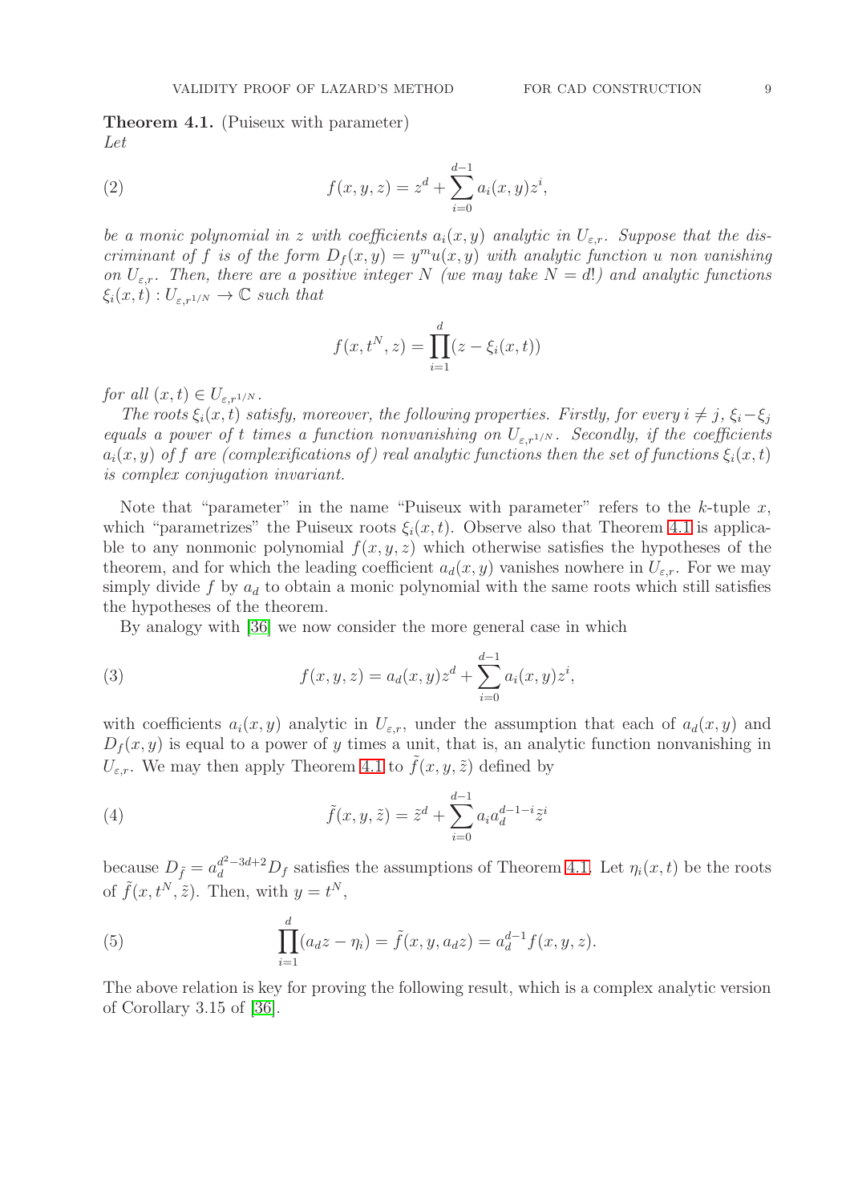**Theorem 4.1.** (Puiseux with parameter)
*Let*

$$f(x, y, z) = z^d + \sum_{i=0}^{d-1} a_i(x, y) z^i, \tag{2}$$

*be a monic polynomial in $z$ with coefficients $a_i(x, y)$ analytic in $U_{\varepsilon,r}$. Suppose that the discriminant of $f$ is of the form $D_f(x, y) = y^m u(x, y)$ with analytic function $u$ non vanishing on $U_{\varepsilon,r}$. Then, there are a positive integer $N$ (we may take $N = d!$) and analytic functions $\xi_i(x, t) : U_{\varepsilon,r^{1/N}} \to \mathbb{C}$ such that*

$$f(x, t^N, z) = \prod_{i=1}^{d} (z - \xi_i(x, t))$$

*for all $(x, t) \in U_{\varepsilon,r^{1/N}}$.*

*The roots $\xi_i(x, t)$ satisfy, moreover, the following properties. Firstly, for every $i \neq j$, $\xi_i - \xi_j$ equals a power of $t$ times a function nonvanishing on $U_{\varepsilon,r^{1/N}}$. Secondly, if the coefficients $a_i(x, y)$ of $f$ are (complexifications of) real analytic functions then the set of functions $\xi_i(x, t)$ is complex conjugation invariant.*

Note that "parameter" in the name "Puiseux with parameter" refers to the $k$-tuple $x$, which "parametrizes" the Puiseux roots $\xi_i(x, t)$. Observe also that Theorem 4.1 is applicable to any nonmonic polynomial $f(x, y, z)$ which otherwise satisfies the hypotheses of the theorem, and for which the leading coefficient $a_d(x, y)$ vanishes nowhere in $U_{\varepsilon,r}$. For we may simply divide $f$ by $a_d$ to obtain a monic polynomial with the same roots which still satisfies the hypotheses of the theorem.

By analogy with [36] we now consider the more general case in which

$$f(x, y, z) = a_d(x, y) z^d + \sum_{i=0}^{d-1} a_i(x, y) z^i, \tag{3}$$

with coefficients $a_i(x, y)$ analytic in $U_{\varepsilon,r}$, under the assumption that each of $a_d(x, y)$ and $D_f(x, y)$ is equal to a power of $y$ times a unit, that is, an analytic function nonvanishing in $U_{\varepsilon,r}$. We may then apply Theorem 4.1 to $\tilde{f}(x, y, \tilde{z})$ defined by

$$\tilde{f}(x, y, \tilde{z}) = \tilde{z}^d + \sum_{i=0}^{d-1} a_i a_d^{d-1-i} \tilde{z}^i \tag{4}$$

because $D_{\tilde{f}} = a_d^{d^2-3d+2} D_f$ satisfies the assumptions of Theorem 4.1. Let $\eta_i(x, t)$ be the roots of $\tilde{f}(x, t^N, \tilde{z})$. Then, with $y = t^N$,

$$\prod_{i=1}^{d} (a_d z - \eta_i) = \tilde{f}(x, y, a_d z) = a_d^{d-1} f(x, y, z). \tag{5}$$

The above relation is key for proving the following result, which is a complex analytic version of Corollary 3.15 of [36].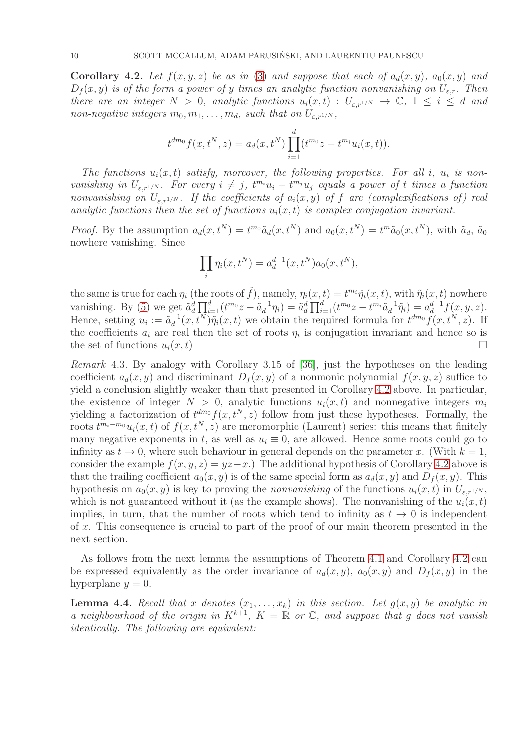**Corollary 4.2.** *Let $f(x,y,z)$ be as in (3) and suppose that each of $a_d(x,y)$, $a_0(x,y)$ and $D_f(x,y)$ is of the form a power of $y$ times an analytic function nonvanishing on $U_{\varepsilon,r}$. Then there are an integer $N>0$, analytic functions $u_i(x,t) : U_{\varepsilon,r^{1/N}} \to \mathbb{C}$, $1 \le i \le d$ and non-negative integers $m_0, m_1, \dots, m_d$, such that on $U_{\varepsilon,r^{1/N}}$,*

$$t^{dm_0} f(x,t^N,z) = a_d(x,t^N) \prod_{i=1}^{d} (t^{m_0} z - t^{m_i} u_i(x,t)).$$

*The functions $u_i(x,t)$ satisfy, moreover, the following properties. For all $i$, $u_i$ is nonvanishing in $U_{\varepsilon,r^{1/N}}$. For every $i \neq j$, $t^{m_i}u_i - t^{m_j}u_j$ equals a power of $t$ times a function nonvanishing on $U_{\varepsilon,r^{1/N}}$. If the coefficients of $a_i(x,y)$ of $f$ are (complexifications of) real analytic functions then the set of functions $u_i(x,t)$ is complex conjugation invariant.*

*Proof.* By the assumption $a_d(x,t^N) = t^{m_0}\tilde a_d(x,t^N)$ and $a_0(x,t^N) = t^{m}\tilde a_0(x,t^N)$, with $\tilde a_d$, $\tilde a_0$ nowhere vanishing. Since

$$\prod_i \eta_i(x,t^N) = a_d^{d-1}(x,t^N) a_0(x,t^N),$$

the same is true for each $\eta_i$ (the roots of $\tilde f$), namely, $\eta_i(x,t) = t^{m_i}\tilde\eta_i(x,t)$, with $\tilde\eta_i(x,t)$ nowhere vanishing. By (5) we get $\tilde a_d^d \prod_{i=1}^d (t^{m_0}z - \tilde a_d^{-1}\eta_i) = \tilde a_d^d \prod_{i=1}^d (t^{m_0}z - t^{m_i}\tilde a_d^{-1}\tilde\eta_i) = a_d^{d-1} f(x,y,z)$. Hence, setting $u_i := \tilde a_d^{-1}(x,t^N)\tilde\eta_i(x,t)$ we obtain the required formula for $t^{dm_0}f(x,t^N,z)$. If the coefficients $a_i$ are real then the set of roots $\eta_i$ is conjugation invariant and hence so is the set of functions $u_i(x,t)$ $\square$

*Remark* 4.3. By analogy with Corollary 3.15 of [36], just the hypotheses on the leading coefficient $a_d(x,y)$ and discriminant $D_f(x,y)$ of a nonmonic polynomial $f(x,y,z)$ suffice to yield a conclusion slightly weaker than that presented in Corollary 4.2 above. In particular, the existence of integer $N>0$, analytic functions $u_i(x,t)$ and nonnegative integers $m_i$ yielding a factorization of $t^{dm_0}f(x,t^N,z)$ follow from just these hypotheses. Formally, the roots $t^{m_i-m_0}u_i(x,t)$ of $f(x,t^N,z)$ are meromorphic (Laurent) series: this means that finitely many negative exponents in $t$, as well as $u_i \equiv 0$, are allowed. Hence some roots could go to infinity as $t \to 0$, where such behaviour in general depends on the parameter $x$. (With $k=1$, consider the example $f(x,y,z) = yz - x$.) The additional hypothesis of Corollary 4.2 above is that the trailing coefficient $a_0(x,y)$ is of the same special form as $a_d(x,y)$ and $D_f(x,y)$. This hypothesis on $a_0(x,y)$ is key to proving the *nonvanishing* of the functions $u_i(x,t)$ in $U_{\varepsilon,r^{1/N}}$, which is not guaranteed without it (as the example shows). The nonvanishing of the $u_i(x,t)$ implies, in turn, that the number of roots which tend to infinity as $t \to 0$ is independent of $x$. This consequence is crucial to part of the proof of our main theorem presented in the next section.

As follows from the next lemma the assumptions of Theorem 4.1 and Corollary 4.2 can be expressed equivalently as the order invariance of $a_d(x,y)$, $a_0(x,y)$ and $D_f(x,y)$ in the hyperplane $y=0$.

**Lemma 4.4.** *Recall that $x$ denotes $(x_1,\dots,x_k)$ in this section. Let $g(x,y)$ be analytic in a neighbourhood of the origin in $K^{k+1}$, $K = \mathbb{R}$ or $\mathbb{C}$, and suppose that $g$ does not vanish identically. The following are equivalent:*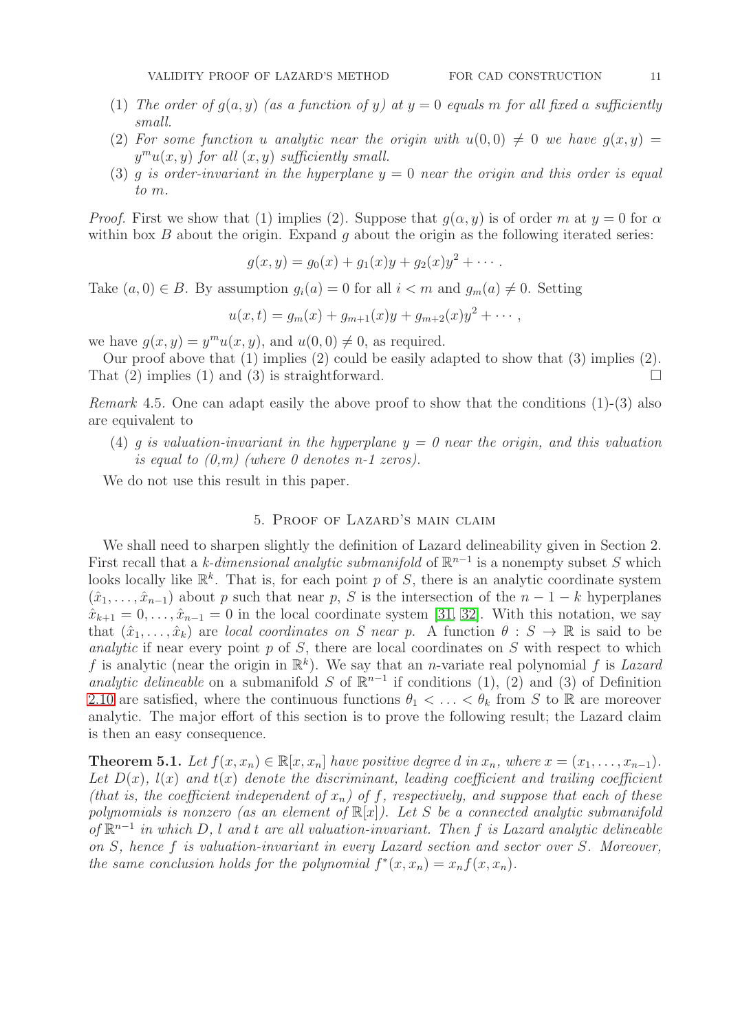(1) *The order of $g(a, y)$ (as a function of $y$) at $y = 0$ equals $m$ for all fixed $a$ sufficiently small.*

(2) *For some function $u$ analytic near the origin with $u(0, 0) \neq 0$ we have $g(x, y) = y^m u(x, y)$ for all $(x, y)$ sufficiently small.*

(3) *$g$ is order-invariant in the hyperplane $y = 0$ near the origin and this order is equal to $m$.*

*Proof.* First we show that (1) implies (2). Suppose that $g(\alpha, y)$ is of order $m$ at $y = 0$ for $\alpha$ within box $B$ about the origin. Expand $g$ about the origin as the following iterated series:

$$g(x, y) = g_0(x) + g_1(x)y + g_2(x)y^2 + \cdots .$$

Take $(a, 0) \in B$. By assumption $g_i(a) = 0$ for all $i < m$ and $g_m(a) \neq 0$. Setting

$$u(x, t) = g_m(x) + g_{m+1}(x)y + g_{m+2}(x)y^2 + \cdots ,$$

we have $g(x, y) = y^m u(x, y)$, and $u(0, 0) \neq 0$, as required.

Our proof above that (1) implies (2) could be easily adapted to show that (3) implies (2). That (2) implies (1) and (3) is straightforward. $\square$

*Remark* 4.5. One can adapt easily the above proof to show that the conditions (1)-(3) also are equivalent to

(4) *$g$ is valuation-invariant in the hyperplane $y = 0$ near the origin, and this valuation is equal to $(0,m)$ (where $0$ denotes $n$-$1$ zeros).*

We do not use this result in this paper.

## 5. Proof of Lazard's main claim

We shall need to sharpen slightly the definition of Lazard delineability given in Section 2. First recall that a *$k$-dimensional analytic submanifold* of $\mathbb{R}^{n-1}$ is a nonempty subset $S$ which looks locally like $\mathbb{R}^k$. That is, for each point $p$ of $S$, there is an analytic coordinate system $(\hat{x}_1, \ldots, \hat{x}_{n-1})$ about $p$ such that near $p$, $S$ is the intersection of the $n - 1 - k$ hyperplanes $\hat{x}_{k+1} = 0, \ldots, \hat{x}_{n-1} = 0$ in the local coordinate system [31, 32]. With this notation, we say that $(\hat{x}_1, \ldots, \hat{x}_k)$ are *local coordinates on $S$ near $p$*. A function $\theta : S \to \mathbb{R}$ is said to be *analytic* if near every point $p$ of $S$, there are local coordinates on $S$ with respect to which $f$ is analytic (near the origin in $\mathbb{R}^k$). We say that an $n$-variate real polynomial $f$ is *Lazard analytic delineable* on a submanifold $S$ of $\mathbb{R}^{n-1}$ if conditions (1), (2) and (3) of Definition 2.10 are satisfied, where the continuous functions $\theta_1 < \ldots < \theta_k$ from $S$ to $\mathbb{R}$ are moreover analytic. The major effort of this section is to prove the following result; the Lazard claim is then an easy consequence.

**Theorem 5.1.** *Let $f(x, x_n) \in \mathbb{R}[x, x_n]$ have positive degree $d$ in $x_n$, where $x = (x_1, \ldots, x_{n-1})$. Let $D(x)$, $l(x)$ and $t(x)$ denote the discriminant, leading coefficient and trailing coefficient (that is, the coefficient independent of $x_n$) of $f$, respectively, and suppose that each of these polynomials is nonzero (as an element of $\mathbb{R}[x]$). Let $S$ be a connected analytic submanifold of $\mathbb{R}^{n-1}$ in which $D$, $l$ and $t$ are all valuation-invariant. Then $f$ is Lazard analytic delineable on $S$, hence $f$ is valuation-invariant in every Lazard section and sector over $S$. Moreover, the same conclusion holds for the polynomial $f^*(x, x_n) = x_n f(x, x_n)$.*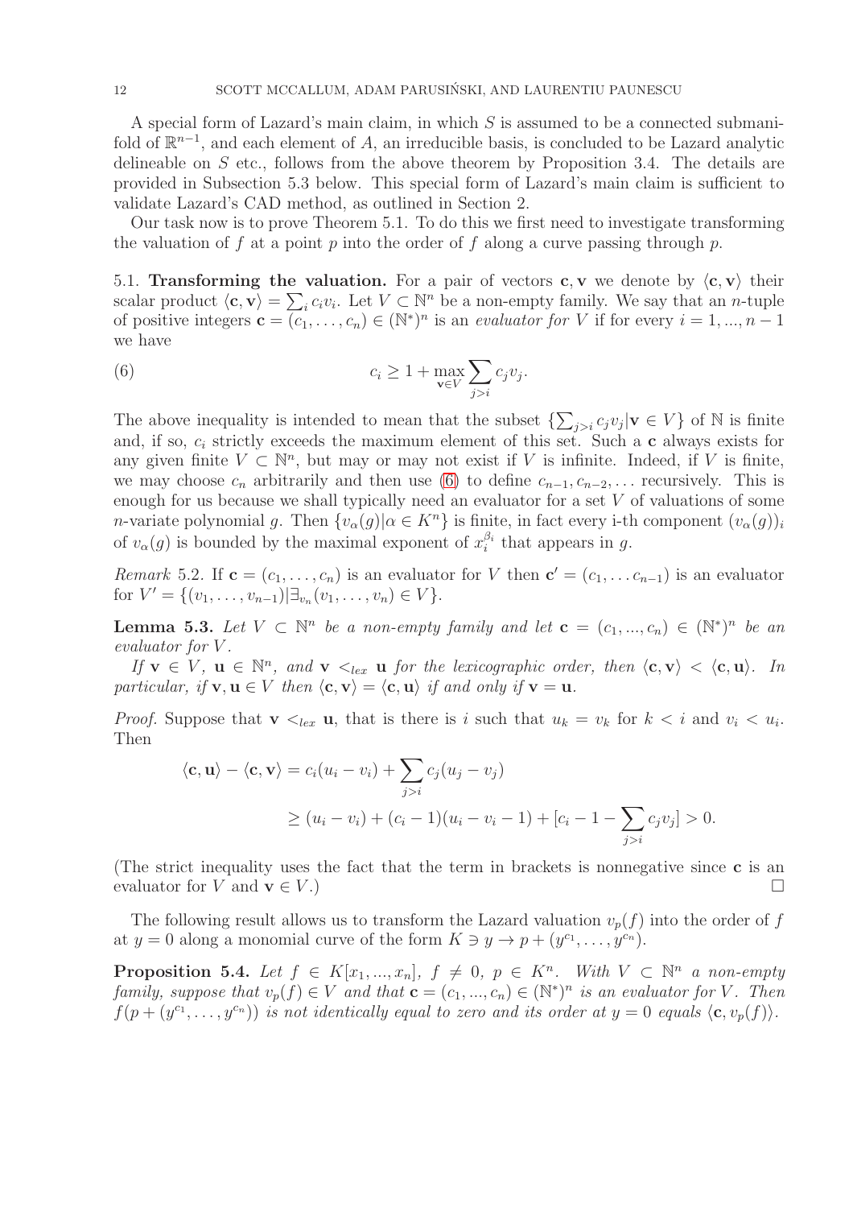A special form of Lazard's main claim, in which $S$ is assumed to be a connected submanifold of $\mathbb{R}^{n-1}$, and each element of $A$, an irreducible basis, is concluded to be Lazard analytic delineable on $S$ etc., follows from the above theorem by Proposition 3.4. The details are provided in Subsection 5.3 below. This special form of Lazard's main claim is sufficient to validate Lazard's CAD method, as outlined in Section 2.

Our task now is to prove Theorem 5.1. To do this we first need to investigate transforming the valuation of $f$ at a point $p$ into the order of $f$ along a curve passing through $p$.

## 5.1. Transforming the valuation.

For a pair of vectors $\mathbf{c}, \mathbf{v}$ we denote by $\langle \mathbf{c}, \mathbf{v} \rangle$ their scalar product $\langle \mathbf{c}, \mathbf{v} \rangle = \sum_i c_i v_i$. Let $V \subset \mathbb{N}^n$ be a non-empty family. We say that an $n$-tuple of positive integers $\mathbf{c} = (c_1, \ldots, c_n) \in (\mathbb{N}^*)^n$ is an *evaluator for* $V$ if for every $i = 1, ..., n-1$ we have

$$c_i \geq 1 + \max_{\mathbf{v} \in V} \sum_{j > i} c_j v_j. \tag{6}$$

The above inequality is intended to mean that the subset $\{\sum_{j>i} c_j v_j | \mathbf{v} \in V\}$ of $\mathbb{N}$ is finite and, if so, $c_i$ strictly exceeds the maximum element of this set. Such a $\mathbf{c}$ always exists for any given finite $V \subset \mathbb{N}^n$, but may or may not exist if $V$ is infinite. Indeed, if $V$ is finite, we may choose $c_n$ arbitrarily and then use (6) to define $c_{n-1}, c_{n-2}, \ldots$ recursively. This is enough for us because we shall typically need an evaluator for a set $V$ of valuations of some $n$-variate polynomial $g$. Then $\{v_\alpha(g) | \alpha \in K^n\}$ is finite, in fact every i-th component $(v_\alpha(g))_i$ of $v_\alpha(g)$ is bounded by the maximal exponent of $x_i^{\beta_i}$ that appears in $g$.

*Remark* 5.2. If $\mathbf{c} = (c_1, \ldots, c_n)$ is an evaluator for $V$ then $\mathbf{c}' = (c_1, \ldots c_{n-1})$ is an evaluator for $V' = \{(v_1, \ldots, v_{n-1}) | \exists_{v_n} (v_1, \ldots, v_n) \in V\}$.

**Lemma 5.3.** *Let $V \subset \mathbb{N}^n$ be a non-empty family and let $\mathbf{c} = (c_1, ..., c_n) \in (\mathbb{N}^*)^n$ be an evaluator for $V$.*

*If $\mathbf{v} \in V$, $\mathbf{u} \in \mathbb{N}^n$, and $\mathbf{v} <_{lex} \mathbf{u}$ for the lexicographic order, then $\langle \mathbf{c}, \mathbf{v} \rangle < \langle \mathbf{c}, \mathbf{u} \rangle$. In particular, if $\mathbf{v}, \mathbf{u} \in V$ then $\langle \mathbf{c}, \mathbf{v} \rangle = \langle \mathbf{c}, \mathbf{u} \rangle$ if and only if $\mathbf{v} = \mathbf{u}$.*

*Proof.* Suppose that $\mathbf{v} <_{lex} \mathbf{u}$, that is there is $i$ such that $u_k = v_k$ for $k < i$ and $v_i < u_i$. Then

$$\begin{aligned} \langle \mathbf{c}, \mathbf{u} \rangle - \langle \mathbf{c}, \mathbf{v} \rangle &= c_i(u_i - v_i) + \sum_{j>i} c_j(u_j - v_j) \\ &\geq (u_i - v_i) + (c_i - 1)(u_i - v_i - 1) + [c_i - 1 - \sum_{j>i} c_j v_j] > 0. \end{aligned}$$

(The strict inequality uses the fact that the term in brackets is nonnegative since $\mathbf{c}$ is an evaluator for $V$ and $\mathbf{v} \in V$.) $\square$

The following result allows us to transform the Lazard valuation $v_p(f)$ into the order of $f$ at $y = 0$ along a monomial curve of the form $K \ni y \to p + (y^{c_1}, \ldots, y^{c_n})$.

**Proposition 5.4.** *Let $f \in K[x_1, ..., x_n]$, $f \neq 0$, $p \in K^n$. With $V \subset \mathbb{N}^n$ a non-empty family, suppose that $v_p(f) \in V$ and that $\mathbf{c} = (c_1, ..., c_n) \in (\mathbb{N}^*)^n$ is an evaluator for $V$. Then $f(p + (y^{c_1}, \ldots, y^{c_n}))$ is not identically equal to zero and its order at $y = 0$ equals $\langle \mathbf{c}, v_p(f) \rangle$.*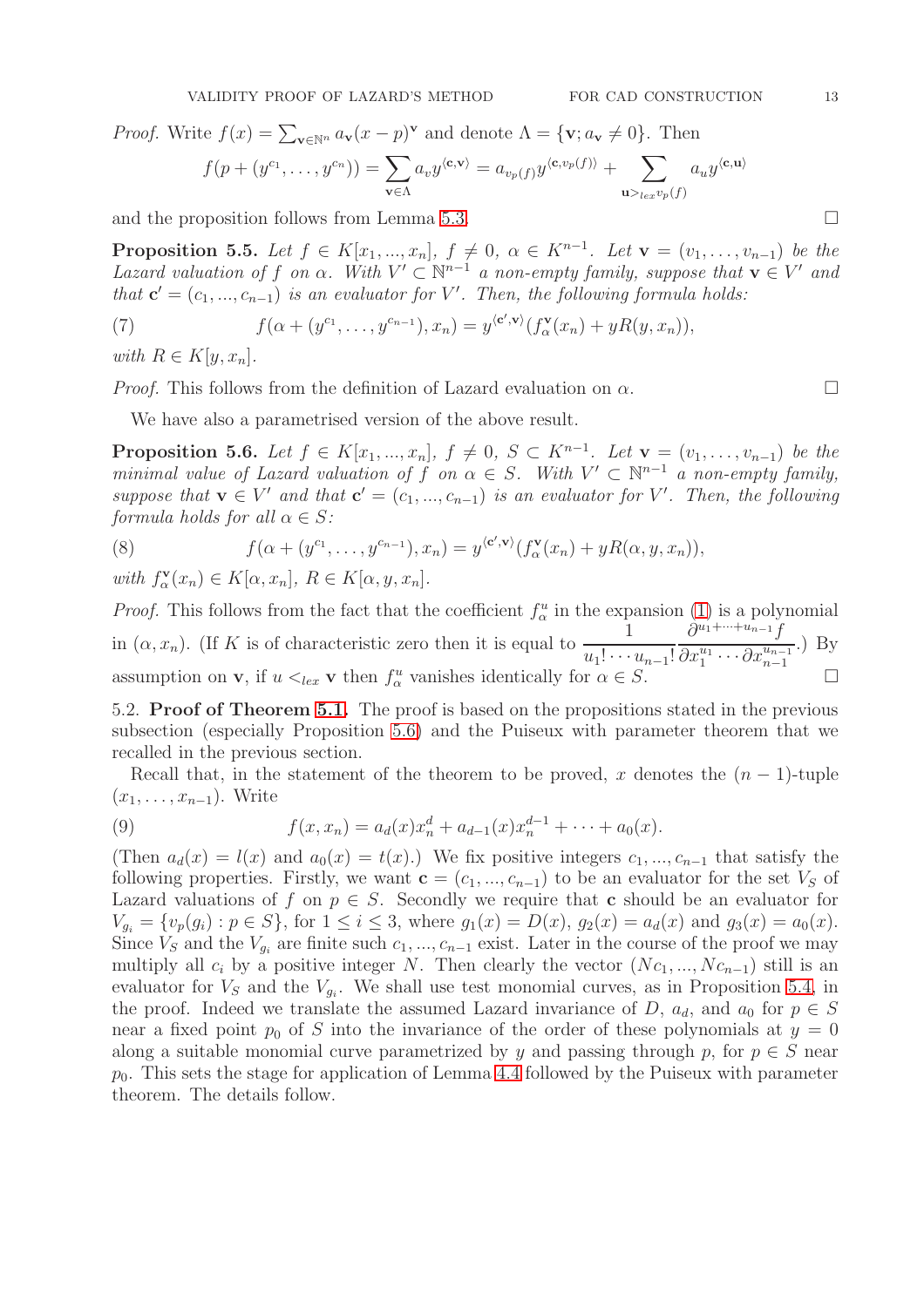*Proof.* Write $f(x) = \sum_{\mathbf{v}\in\mathbb{N}^n} a_{\mathbf{v}}(x-p)^{\mathbf{v}}$ and denote $\Lambda = \{\mathbf{v}; a_{\mathbf{v}} \neq 0\}$. Then

$$f(p + (y^{c_1}, \dots, y^{c_n})) = \sum_{\mathbf{v}\in\Lambda} a_v y^{\langle \mathbf{c}, \mathbf{v}\rangle} = a_{v_p(f)} y^{\langle \mathbf{c}, v_p(f)\rangle} + \sum_{\mathbf{u} >_{lex} v_p(f)} a_u y^{\langle \mathbf{c}, \mathbf{u}\rangle}$$

and the proposition follows from Lemma 5.3. □

**Proposition 5.5.** *Let $f \in K[x_1, ..., x_n]$, $f \neq 0$, $\alpha \in K^{n-1}$. Let $\mathbf{v} = (v_1, \dots, v_{n-1})$ be the Lazard valuation of $f$ on $\alpha$. With $V' \subset \mathbb{N}^{n-1}$ a non-empty family, suppose that $\mathbf{v} \in V'$ and that $\mathbf{c}' = (c_1, ..., c_{n-1})$ is an evaluator for $V'$. Then, the following formula holds:*

$$f(\alpha + (y^{c_1}, \dots, y^{c_{n-1}}), x_n) = y^{\langle \mathbf{c}', \mathbf{v}\rangle}(f^{\mathbf{v}}_{\alpha}(x_n) + yR(y, x_n)), \tag{7}$$

*with $R \in K[y, x_n]$.*

*Proof.* This follows from the definition of Lazard evaluation on $\alpha$. □

We have also a parametrised version of the above result.

**Proposition 5.6.** *Let $f \in K[x_1, ..., x_n]$, $f \neq 0$, $S \subset K^{n-1}$. Let $\mathbf{v} = (v_1, \dots, v_{n-1})$ be the minimal value of Lazard valuation of $f$ on $\alpha \in S$. With $V' \subset \mathbb{N}^{n-1}$ a non-empty family, suppose that $\mathbf{v} \in V'$ and that $\mathbf{c}' = (c_1, ..., c_{n-1})$ is an evaluator for $V'$. Then, the following formula holds for all $\alpha \in S$:*

$$f(\alpha + (y^{c_1}, \dots, y^{c_{n-1}}), x_n) = y^{\langle \mathbf{c}', \mathbf{v}\rangle}(f^{\mathbf{v}}_{\alpha}(x_n) + yR(\alpha, y, x_n)), \tag{8}$$

*with $f^{\mathbf{v}}_{\alpha}(x_n) \in K[\alpha, x_n]$, $R \in K[\alpha, y, x_n]$.*

*Proof.* This follows from the fact that the coefficient $f^u_\alpha$ in the expansion (1) is a polynomial in $(\alpha, x_n)$. (If $K$ is of characteristic zero then it is equal to $\dfrac{1}{u_1! \cdots u_{n-1}!} \dfrac{\partial^{u_1+\cdots+u_{n-1}} f}{\partial x_1^{u_1} \cdots \partial x_{n-1}^{u_{n-1}}}$.) By assumption on $\mathbf{v}$, if $u <_{lex} \mathbf{v}$ then $f^u_\alpha$ vanishes identically for $\alpha \in S$. □

5.2. **Proof of Theorem 5.1.** The proof is based on the propositions stated in the previous subsection (especially Proposition 5.6) and the Puiseux with parameter theorem that we recalled in the previous section.

Recall that, in the statement of the theorem to be proved, $x$ denotes the $(n-1)$-tuple $(x_1, \dots, x_{n-1})$. Write

$$f(x, x_n) = a_d(x)x_n^d + a_{d-1}(x)x_n^{d-1} + \cdots + a_0(x). \tag{9}$$

(Then $a_d(x) = l(x)$ and $a_0(x) = t(x)$.) We fix positive integers $c_1, ..., c_{n-1}$ that satisfy the following properties. Firstly, we want $\mathbf{c} = (c_1, ..., c_{n-1})$ to be an evaluator for the set $V_S$ of Lazard valuations of $f$ on $p \in S$. Secondly we require that $\mathbf{c}$ should be an evaluator for $V_{g_i} = \{v_p(g_i) : p \in S\}$, for $1 \le i \le 3$, where $g_1(x) = D(x)$, $g_2(x) = a_d(x)$ and $g_3(x) = a_0(x)$. Since $V_S$ and the $V_{g_i}$ are finite such $c_1, ..., c_{n-1}$ exist. Later in the course of the proof we may multiply all $c_i$ by a positive integer $N$. Then clearly the vector $(Nc_1, ..., Nc_{n-1})$ still is an evaluator for $V_S$ and the $V_{g_i}$. We shall use test monomial curves, as in Proposition 5.4, in the proof. Indeed we translate the assumed Lazard invariance of $D$, $a_d$, and $a_0$ for $p \in S$ near a fixed point $p_0$ of $S$ into the invariance of the order of these polynomials at $y = 0$ along a suitable monomial curve parametrized by $y$ and passing through $p$, for $p \in S$ near $p_0$. This sets the stage for application of Lemma 4.4 followed by the Puiseux with parameter theorem. The details follow.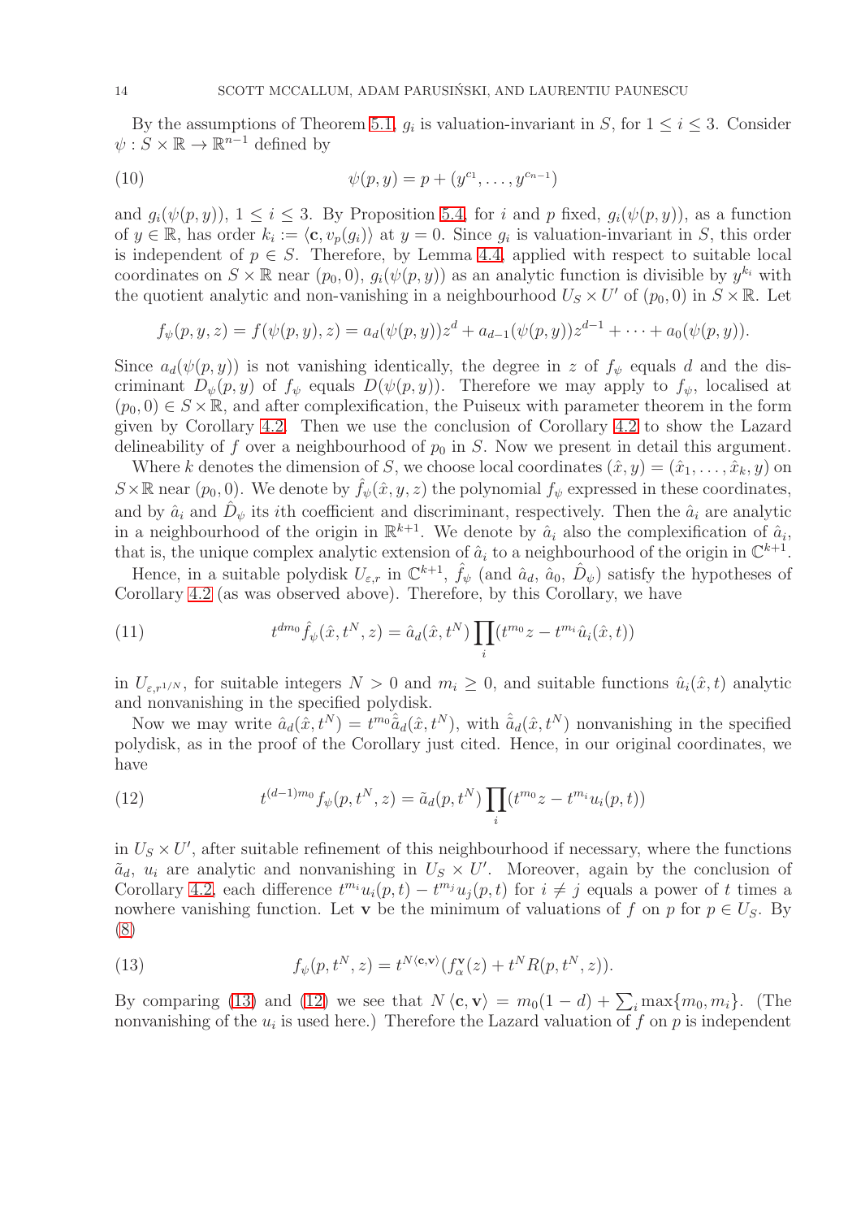By the assumptions of Theorem 5.1, $g_i$ is valuation-invariant in $S$, for $1 \le i \le 3$. Consider $\psi : S \times \mathbb{R} \to \mathbb{R}^{n-1}$ defined by

$$\psi(p, y) = p + (y^{c_1}, \dots, y^{c_{n-1}}) \tag{10}$$

and $g_i(\psi(p, y))$, $1 \le i \le 3$. By Proposition 5.4, for $i$ and $p$ fixed, $g_i(\psi(p, y))$, as a function of $y \in \mathbb{R}$, has order $k_i := \langle \mathbf{c}, v_p(g_i) \rangle$ at $y = 0$. Since $g_i$ is valuation-invariant in $S$, this order is independent of $p \in S$. Therefore, by Lemma 4.4, applied with respect to suitable local coordinates on $S \times \mathbb{R}$ near $(p_0, 0)$, $g_i(\psi(p, y))$ as an analytic function is divisible by $y^{k_i}$ with the quotient analytic and non-vanishing in a neighbourhood $U_S \times U'$ of $(p_0, 0)$ in $S \times \mathbb{R}$. Let

$$f_\psi(p, y, z) = f(\psi(p, y), z) = a_d(\psi(p, y))z^d + a_{d-1}(\psi(p, y))z^{d-1} + \cdots + a_0(\psi(p, y)).$$

Since $a_d(\psi(p, y))$ is not vanishing identically, the degree in $z$ of $f_\psi$ equals $d$ and the discriminant $D_\psi(p, y)$ of $f_\psi$ equals $D(\psi(p, y))$. Therefore we may apply to $f_\psi$, localised at $(p_0, 0) \in S \times \mathbb{R}$, and after complexification, the Puiseux with parameter theorem in the form given by Corollary 4.2. Then we use the conclusion of Corollary 4.2 to show the Lazard delineability of $f$ over a neighbourhood of $p_0$ in $S$. Now we present in detail this argument.

Where $k$ denotes the dimension of $S$, we choose local coordinates $(\hat{x}, y) = (\hat{x}_1, \dots, \hat{x}_k, y)$ on $S \times \mathbb{R}$ near $(p_0, 0)$. We denote by $\hat{f}_\psi(\hat{x}, y, z)$ the polynomial $f_\psi$ expressed in these coordinates, and by $\hat{a}_i$ and $\hat{D}_\psi$ its $i$th coefficient and discriminant, respectively. Then the $\hat{a}_i$ are analytic in a neighbourhood of the origin in $\mathbb{R}^{k+1}$. We denote by $\hat{a}_i$ also the complexification of $\hat{a}_i$, that is, the unique complex analytic extension of $\hat{a}_i$ to a neighbourhood of the origin in $\mathbb{C}^{k+1}$.

Hence, in a suitable polydisk $U_{\varepsilon,r}$ in $\mathbb{C}^{k+1}$, $\hat{f}_\psi$ (and $\hat{a}_d$, $\hat{a}_0$, $\hat{D}_\psi$) satisfy the hypotheses of Corollary 4.2 (as was observed above). Therefore, by this Corollary, we have

$$t^{dm_0} \hat{f}_\psi(\hat{x}, t^N, z) = \hat{a}_d(\hat{x}, t^N) \prod_i (t^{m_0} z - t^{m_i} \hat{u}_i(\hat{x}, t)) \tag{11}$$

in $U_{\varepsilon, r^{1/N}}$, for suitable integers $N > 0$ and $m_i \ge 0$, and suitable functions $\hat{u}_i(\hat{x}, t)$ analytic and nonvanishing in the specified polydisk.

Now we may write $\hat{a}_d(\hat{x}, t^N) = t^{m_0} \tilde{\hat{a}}_d(\hat{x}, t^N)$, with $\tilde{\hat{a}}_d(\hat{x}, t^N)$ nonvanishing in the specified polydisk, as in the proof of the Corollary just cited. Hence, in our original coordinates, we have

$$t^{(d-1)m_0} f_\psi(p, t^N, z) = \tilde{a}_d(p, t^N) \prod_i (t^{m_0} z - t^{m_i} u_i(p, t)) \tag{12}$$

in $U_S \times U'$, after suitable refinement of this neighbourhood if necessary, where the functions $\tilde{a}_d$, $u_i$ are analytic and nonvanishing in $U_S \times U'$. Moreover, again by the conclusion of Corollary 4.2, each difference $t^{m_i} u_i(p, t) - t^{m_j} u_j(p, t)$ for $i \neq j$ equals a power of $t$ times a nowhere vanishing function. Let $\mathbf{v}$ be the minimum of valuations of $f$ on $p$ for $p \in U_S$. By (8)

$$f_\psi(p, t^N, z) = t^{N\langle \mathbf{c}, \mathbf{v} \rangle} (f_\alpha^{\mathbf{v}}(z) + t^N R(p, t^N, z)). \tag{13}$$

By comparing (13) and (12) we see that $N \langle \mathbf{c}, \mathbf{v} \rangle = m_0(1 - d) + \sum_i \max\{m_0, m_i\}$. (The nonvanishing of the $u_i$ is used here.) Therefore the Lazard valuation of $f$ on $p$ is independent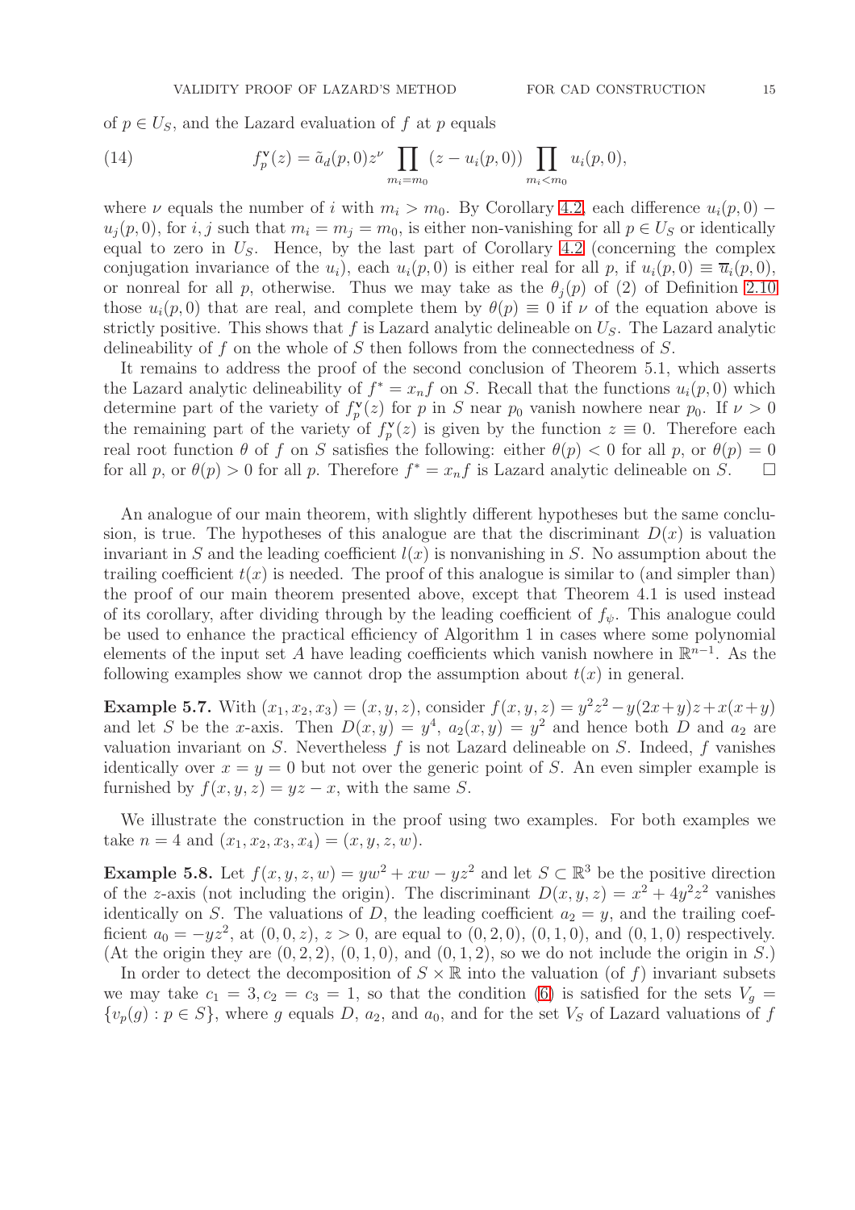of $p \in U_S$, and the Lazard evaluation of $f$ at $p$ equals

$$f_p^{\mathbf{v}}(z) = \tilde{a}_d(p,0) z^{\nu} \prod_{m_i = m_0} (z - u_i(p,0)) \prod_{m_i < m_0} u_i(p,0), \tag{14}$$

where $\nu$ equals the number of $i$ with $m_i > m_0$. By Corollary 4.2, each difference $u_i(p,0) - u_j(p,0)$, for $i,j$ such that $m_i = m_j = m_0$, is either non-vanishing for all $p \in U_S$ or identically equal to zero in $U_S$. Hence, by the last part of Corollary 4.2 (concerning the complex conjugation invariance of the $u_i$), each $u_i(p,0)$ is either real for all $p$, if $u_i(p,0) \equiv \overline{u}_i(p,0)$, or nonreal for all $p$, otherwise. Thus we may take as the $\theta_j(p)$ of (2) of Definition 2.10 those $u_i(p,0)$ that are real, and complete them by $\theta(p) \equiv 0$ if $\nu$ of the equation above is strictly positive. This shows that $f$ is Lazard analytic delineable on $U_S$. The Lazard analytic delineability of $f$ on the whole of $S$ then follows from the connectedness of $S$.

It remains to address the proof of the second conclusion of Theorem 5.1, which asserts the Lazard analytic delineability of $f^* = x_n f$ on $S$. Recall that the functions $u_i(p,0)$ which determine part of the variety of $f_p^{\mathbf{v}}(z)$ for $p$ in $S$ near $p_0$ vanish nowhere near $p_0$. If $\nu > 0$ the remaining part of the variety of $f_p^{\mathbf{v}}(z)$ is given by the function $z \equiv 0$. Therefore each real root function $\theta$ of $f$ on $S$ satisfies the following: either $\theta(p) < 0$ for all $p$, or $\theta(p) = 0$ for all $p$, or $\theta(p) > 0$ for all $p$. Therefore $f^* = x_n f$ is Lazard analytic delineable on $S$. □

An analogue of our main theorem, with slightly different hypotheses but the same conclusion, is true. The hypotheses of this analogue are that the discriminant $D(x)$ is valuation invariant in $S$ and the leading coefficient $l(x)$ is nonvanishing in $S$. No assumption about the trailing coefficient $t(x)$ is needed. The proof of this analogue is similar to (and simpler than) the proof of our main theorem presented above, except that Theorem 4.1 is used instead of its corollary, after dividing through by the leading coefficient of $f_\psi$. This analogue could be used to enhance the practical efficiency of Algorithm 1 in cases where some polynomial elements of the input set $A$ have leading coefficients which vanish nowhere in $\mathbb{R}^{n-1}$. As the following examples show we cannot drop the assumption about $t(x)$ in general.

**Example 5.7.** With $(x_1, x_2, x_3) = (x, y, z)$, consider $f(x,y,z) = y^2z^2 - y(2x+y)z + x(x+y)$ and let $S$ be the $x$-axis. Then $D(x,y) = y^4$, $a_2(x,y) = y^2$ and hence both $D$ and $a_2$ are valuation invariant on $S$. Nevertheless $f$ is not Lazard delineable on $S$. Indeed, $f$ vanishes identically over $x = y = 0$ but not over the generic point of $S$. An even simpler example is furnished by $f(x,y,z) = yz - x$, with the same $S$.

We illustrate the construction in the proof using two examples. For both examples we take $n = 4$ and $(x_1, x_2, x_3, x_4) = (x, y, z, w)$.

**Example 5.8.** Let $f(x,y,z,w) = yw^2 + xw - yz^2$ and let $S \subset \mathbb{R}^3$ be the positive direction of the $z$-axis (not including the origin). The discriminant $D(x,y,z) = x^2 + 4y^2z^2$ vanishes identically on $S$. The valuations of $D$, the leading coefficient $a_2 = y$, and the trailing coefficient $a_0 = -yz^2$, at $(0,0,z)$, $z > 0$, are equal to $(0,2,0)$, $(0,1,0)$, and $(0,1,0)$ respectively. (At the origin they are $(0,2,2)$, $(0,1,0)$, and $(0,1,2)$, so we do not include the origin in $S$.)

In order to detect the decomposition of $S \times \mathbb{R}$ into the valuation (of $f$) invariant subsets we may take $c_1 = 3, c_2 = c_3 = 1$, so that the condition (6) is satisfied for the sets $V_g = \{v_p(g) : p \in S\}$, where $g$ equals $D$, $a_2$, and $a_0$, and for the set $V_S$ of Lazard valuations of $f$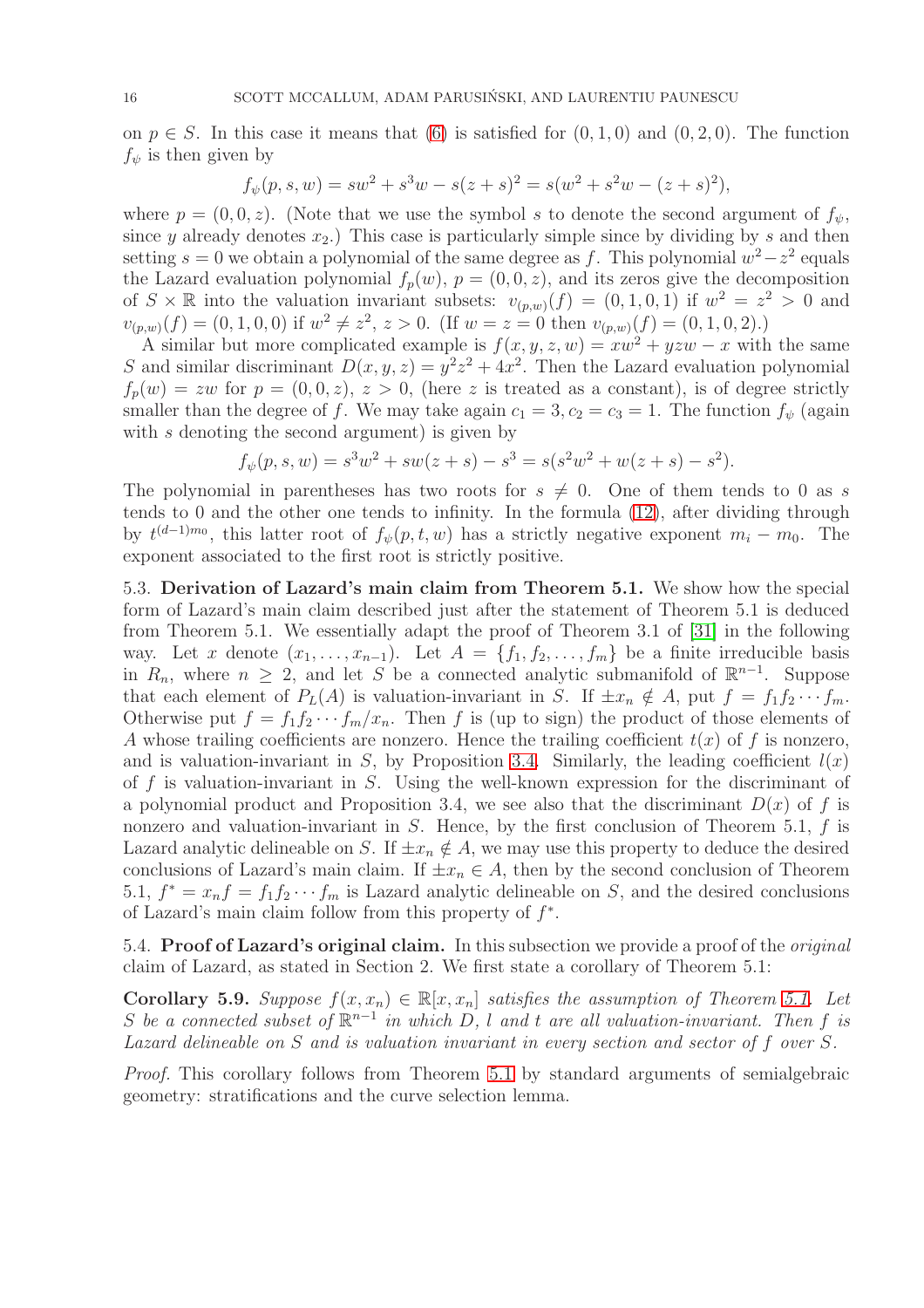on $p \in S$. In this case it means that (6) is satisfied for $(0,1,0)$ and $(0,2,0)$. The function $f_\psi$ is then given by

$$f_\psi(p,s,w) = sw^2 + s^3w - s(z+s)^2 = s(w^2 + s^2w - (z+s)^2),$$

where $p = (0,0,z)$. (Note that we use the symbol $s$ to denote the second argument of $f_\psi$, since $y$ already denotes $x_2$.) This case is particularly simple since by dividing by $s$ and then setting $s = 0$ we obtain a polynomial of the same degree as $f$. This polynomial $w^2 - z^2$ equals the Lazard evaluation polynomial $f_p(w)$, $p = (0,0,z)$, and its zeros give the decomposition of $S \times \mathbb{R}$ into the valuation invariant subsets: $v_{(p,w)}(f) = (0,1,0,1)$ if $w^2 = z^2 > 0$ and $v_{(p,w)}(f) = (0,1,0,0)$ if $w^2 \neq z^2$, $z > 0$. (If $w = z = 0$ then $v_{(p,w)}(f) = (0,1,0,2)$.)

A similar but more complicated example is $f(x,y,z,w) = xw^2 + yzw - x$ with the same $S$ and similar discriminant $D(x,y,z) = y^2z^2 + 4x^2$. Then the Lazard evaluation polynomial $f_p(w) = zw$ for $p = (0,0,z)$, $z > 0$, (here $z$ is treated as a constant), is of degree strictly smaller than the degree of $f$. We may take again $c_1 = 3, c_2 = c_3 = 1$. The function $f_\psi$ (again with $s$ denoting the second argument) is given by

$$f_\psi(p,s,w) = s^3w^2 + sw(z+s) - s^3 = s(s^2w^2 + w(z+s) - s^2).$$

The polynomial in parentheses has two roots for $s \neq 0$. One of them tends to 0 as $s$ tends to 0 and the other one tends to infinity. In the formula (12), after dividing through by $t^{(d-1)m_0}$, this latter root of $f_\psi(p,t,w)$ has a strictly negative exponent $m_i - m_0$. The exponent associated to the first root is strictly positive.

5.3. **Derivation of Lazard's main claim from Theorem 5.1.** We show how the special form of Lazard's main claim described just after the statement of Theorem 5.1 is deduced from Theorem 5.1. We essentially adapt the proof of Theorem 3.1 of [31] in the following way. Let $x$ denote $(x_1, \ldots, x_{n-1})$. Let $A = \{f_1, f_2, \ldots, f_m\}$ be a finite irreducible basis in $R_n$, where $n \geq 2$, and let $S$ be a connected analytic submanifold of $\mathbb{R}^{n-1}$. Suppose that each element of $P_L(A)$ is valuation-invariant in $S$. If $\pm x_n \notin A$, put $f = f_1 f_2 \cdots f_m$. Otherwise put $f = f_1 f_2 \cdots f_m / x_n$. Then $f$ is (up to sign) the product of those elements of $A$ whose trailing coefficients are nonzero. Hence the trailing coefficient $t(x)$ of $f$ is nonzero, and is valuation-invariant in $S$, by Proposition 3.4. Similarly, the leading coefficient $l(x)$ of $f$ is valuation-invariant in $S$. Using the well-known expression for the discriminant of a polynomial product and Proposition 3.4, we see also that the discriminant $D(x)$ of $f$ is nonzero and valuation-invariant in $S$. Hence, by the first conclusion of Theorem 5.1, $f$ is Lazard analytic delineable on $S$. If $\pm x_n \notin A$, we may use this property to deduce the desired conclusions of Lazard's main claim. If $\pm x_n \in A$, then by the second conclusion of Theorem 5.1, $f^* = x_n f = f_1 f_2 \cdots f_m$ is Lazard analytic delineable on $S$, and the desired conclusions of Lazard's main claim follow from this property of $f^*$.

5.4. **Proof of Lazard's original claim.** In this subsection we provide a proof of the *original* claim of Lazard, as stated in Section 2. We first state a corollary of Theorem 5.1:

**Corollary 5.9.** *Suppose $f(x, x_n) \in \mathbb{R}[x, x_n]$ satisfies the assumption of Theorem 5.1. Let $S$ be a connected subset of $\mathbb{R}^{n-1}$ in which $D$, $l$ and $t$ are all valuation-invariant. Then $f$ is Lazard delineable on $S$ and is valuation invariant in every section and sector of $f$ over $S$.*

*Proof.* This corollary follows from Theorem 5.1 by standard arguments of semialgebraic geometry: stratifications and the curve selection lemma.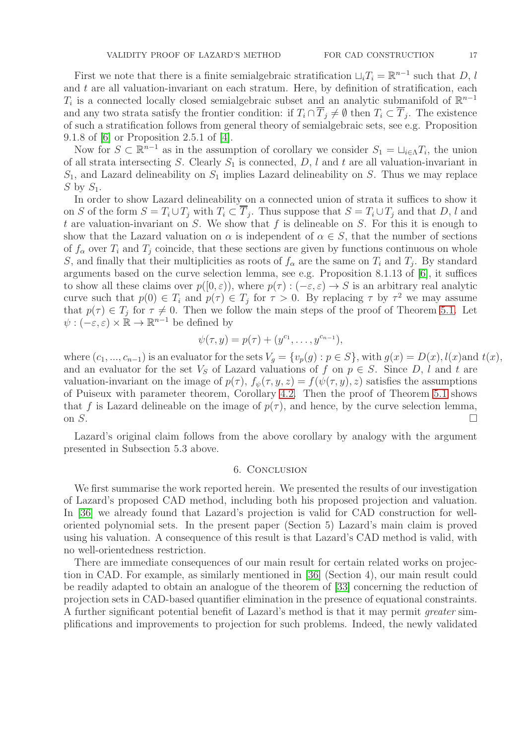First we note that there is a finite semialgebraic stratification $\sqcup_i T_i = \mathbb{R}^{n-1}$ such that $D$, $l$ and $t$ are all valuation-invariant on each stratum. Here, by definition of stratification, each $T_i$ is a connected locally closed semialgebraic subset and an analytic submanifold of $\mathbb{R}^{n-1}$ and any two strata satisfy the frontier condition: if $T_i \cap \overline{T}_j \neq \emptyset$ then $T_i \subset \overline{T}_j$. The existence of such a stratification follows from general theory of semialgebraic sets, see e.g. Proposition 9.1.8 of [6] or Proposition 2.5.1 of [4].

Now for $S \subset \mathbb{R}^{n-1}$ as in the assumption of corollary we consider $S_1 = \sqcup_{i \in \Lambda} T_i$, the union of all strata intersecting $S$. Clearly $S_1$ is connected, $D$, $l$ and $t$ are all valuation-invariant in $S_1$, and Lazard delineability on $S_1$ implies Lazard delineability on $S$. Thus we may replace $S$ by $S_1$.

In order to show Lazard delineability on a connected union of strata it suffices to show it on $S$ of the form $S = T_i \cup T_j$ with $T_i \subset \overline{T}_j$. Thus suppose that $S = T_i \cup T_j$ and that $D$, $l$ and $t$ are valuation-invariant on $S$. We show that $f$ is delineable on $S$. For this it is enough to show that the Lazard valuation on $\alpha$ is independent of $\alpha \in S$, that the number of sections of $f_\alpha$ over $T_i$ and $T_j$ coincide, that these sections are given by functions continuous on whole $S$, and finally that their multiplicities as roots of $f_\alpha$ are the same on $T_i$ and $T_j$. By standard arguments based on the curve selection lemma, see e.g. Proposition 8.1.13 of [6], it suffices to show all these claims over $p([0, \varepsilon))$, where $p(\tau) : (-\varepsilon, \varepsilon) \to S$ is an arbitrary real analytic curve such that $p(0) \in T_i$ and $p(\tau) \in T_j$ for $\tau > 0$. By replacing $\tau$ by $\tau^2$ we may assume that $p(\tau) \in T_j$ for $\tau \neq 0$. Then we follow the main steps of the proof of Theorem 5.1. Let $\psi : (-\varepsilon, \varepsilon) \times \mathbb{R} \to \mathbb{R}^{n-1}$ be defined by

$$\psi(\tau, y) = p(\tau) + (y^{c_1}, \ldots, y^{c_{n-1}}),$$

where $(c_1, ..., c_{n-1})$ is an evaluator for the sets $V_g = \{v_p(g) : p \in S\}$, with $g(x) = D(x), l(x)$and $t(x)$, and an evaluator for the set $V_S$ of Lazard valuations of $f$ on $p \in S$. Since $D$, $l$ and $t$ are valuation-invariant on the image of $p(\tau)$, $f_\psi(\tau, y, z) = f(\psi(\tau, y), z)$ satisfies the assumptions of Puiseux with parameter theorem, Corollary 4.2. Then the proof of Theorem 5.1 shows that $f$ is Lazard delineable on the image of $p(\tau)$, and hence, by the curve selection lemma, on $S$. □

Lazard's original claim follows from the above corollary by analogy with the argument presented in Subsection 5.3 above.

## 6. Conclusion

We first summarise the work reported herein. We presented the results of our investigation of Lazard's proposed CAD method, including both his proposed projection and valuation. In [36] we already found that Lazard's projection is valid for CAD construction for well-oriented polynomial sets. In the present paper (Section 5) Lazard's main claim is proved using his valuation. A consequence of this result is that Lazard's CAD method is valid, with no well-orientedness restriction.

There are immediate consequences of our main result for certain related works on projection in CAD. For example, as similarly mentioned in [36] (Section 4), our main result could be readily adapted to obtain an analogue of the theorem of [33] concerning the reduction of projection sets in CAD-based quantifier elimination in the presence of equational constraints. A further significant potential benefit of Lazard's method is that it may permit *greater* simplifications and improvements to projection for such problems. Indeed, the newly validated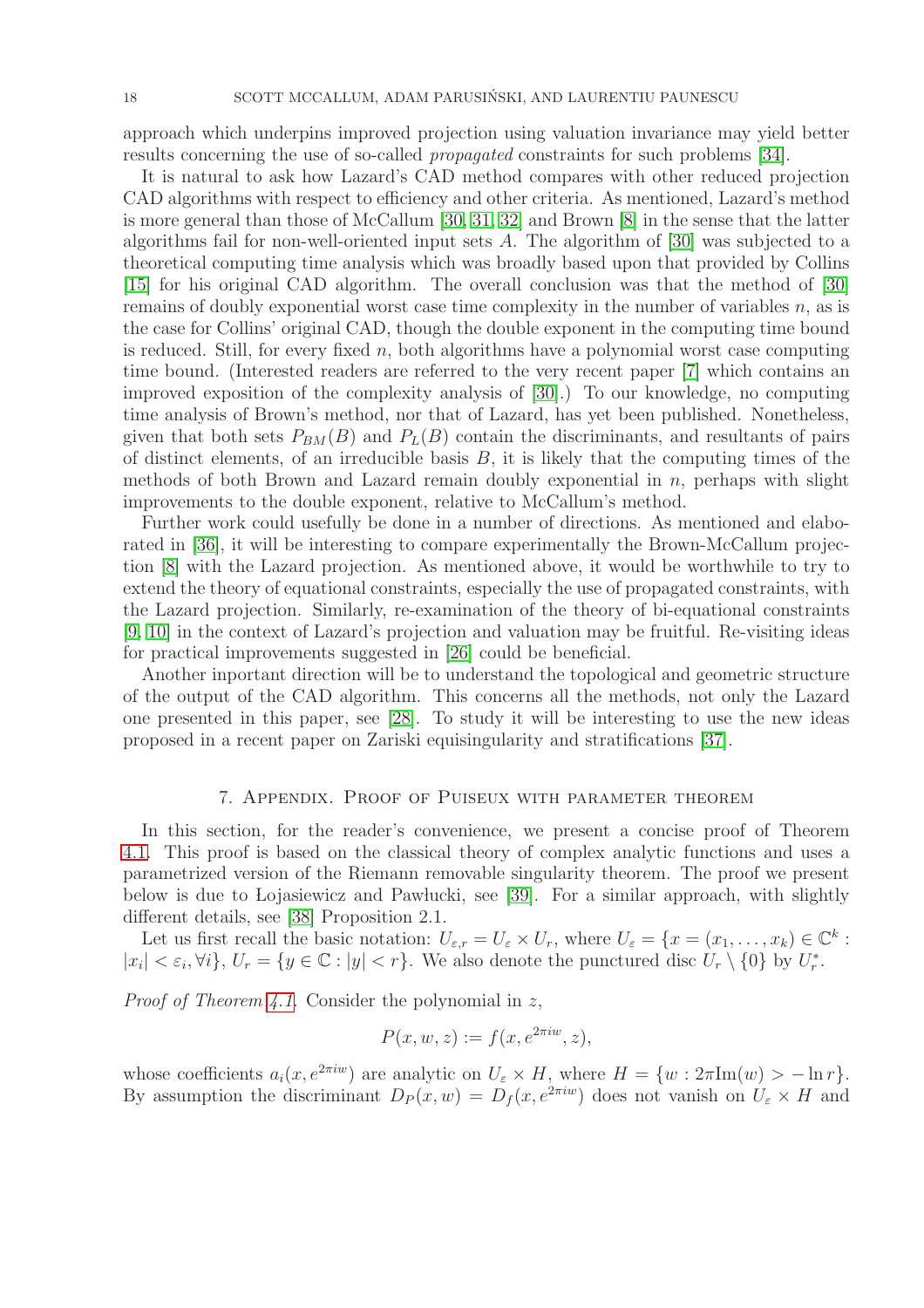approach which underpins improved projection using valuation invariance may yield better results concerning the use of so-called *propagated* constraints for such problems [34].

It is natural to ask how Lazard's CAD method compares with other reduced projection CAD algorithms with respect to efficiency and other criteria. As mentioned, Lazard's method is more general than those of McCallum [30, 31, 32] and Brown [8] in the sense that the latter algorithms fail for non-well-oriented input sets $A$. The algorithm of [30] was subjected to a theoretical computing time analysis which was broadly based upon that provided by Collins [15] for his original CAD algorithm. The overall conclusion was that the method of [30] remains of doubly exponential worst case time complexity in the number of variables $n$, as is the case for Collins' original CAD, though the double exponent in the computing time bound is reduced. Still, for every fixed $n$, both algorithms have a polynomial worst case computing time bound. (Interested readers are referred to the very recent paper [7] which contains an improved exposition of the complexity analysis of [30].) To our knowledge, no computing time analysis of Brown's method, nor that of Lazard, has yet been published. Nonetheless, given that both sets $P_{BM}(B)$ and $P_L(B)$ contain the discriminants, and resultants of pairs of distinct elements, of an irreducible basis $B$, it is likely that the computing times of the methods of both Brown and Lazard remain doubly exponential in $n$, perhaps with slight improvements to the double exponent, relative to McCallum's method.

Further work could usefully be done in a number of directions. As mentioned and elaborated in [36], it will be interesting to compare experimentally the Brown-McCallum projection [8] with the Lazard projection. As mentioned above, it would be worthwhile to try to extend the theory of equational constraints, especially the use of propagated constraints, with the Lazard projection. Similarly, re-examination of the theory of bi-equational constraints [9, 10] in the context of Lazard's projection and valuation may be fruitful. Re-visiting ideas for practical improvements suggested in [26] could be beneficial.

Another inportant direction will be to understand the topological and geometric structure of the output of the CAD algorithm. This concerns all the methods, not only the Lazard one presented in this paper, see [28]. To study it will be interesting to use the new ideas proposed in a recent paper on Zariski equisingularity and stratifications [37].

## 7. Appendix. Proof of Puiseux with parameter theorem

In this section, for the reader's convenience, we present a concise proof of Theorem 4.1. This proof is based on the classical theory of complex analytic functions and uses a parametrized version of the Riemann removable singularity theorem. The proof we present below is due to Łojasiewicz and Pawłucki, see [39]. For a similar approach, with slightly different details, see [38] Proposition 2.1.

Let us first recall the basic notation: $U_{\varepsilon,r} = U_\varepsilon \times U_r$, where $U_\varepsilon = \{x = (x_1, \ldots, x_k) \in \mathbb{C}^k : |x_i| < \varepsilon_i, \forall i\}$, $U_r = \{y \in \mathbb{C} : |y| < r\}$. We also denote the punctured disc $U_r \setminus \{0\}$ by $U_r^*$.

*Proof of Theorem 4.1.* Consider the polynomial in $z$,

$$P(x, w, z) := f(x, e^{2\pi i w}, z),$$

whose coefficients $a_i(x, e^{2\pi i w})$ are analytic on $U_\varepsilon \times H$, where $H = \{w : 2\pi \mathrm{Im}(w) > -\ln r\}$. By assumption the discriminant $D_P(x, w) = D_f(x, e^{2\pi i w})$ does not vanish on $U_\varepsilon \times H$ and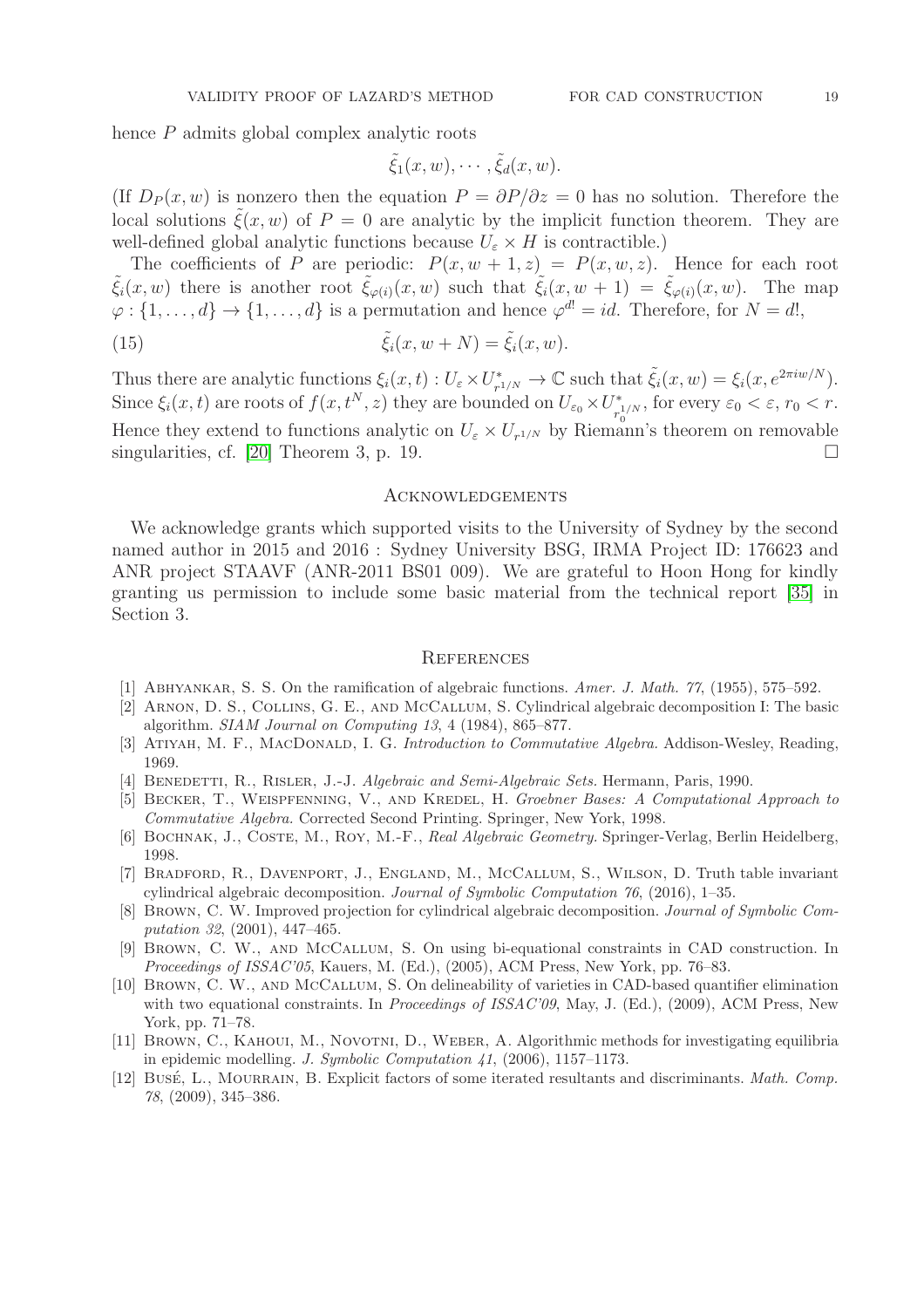hence $P$ admits global complex analytic roots

$$\tilde{\xi}_1(x,w), \cdots, \tilde{\xi}_d(x,w).$$

(If $D_P(x,w)$ is nonzero then the equation $P = \partial P/\partial z = 0$ has no solution. Therefore the local solutions $\tilde{\xi}(x,w)$ of $P = 0$ are analytic by the implicit function theorem. They are well-defined global analytic functions because $U_\varepsilon \times H$ is contractible.)

The coefficients of $P$ are periodic: $P(x, w+1, z) = P(x, w, z)$. Hence for each root $\tilde{\xi}_i(x,w)$ there is another root $\tilde{\xi}_{\varphi(i)}(x,w)$ such that $\tilde{\xi}_i(x, w+1) = \tilde{\xi}_{\varphi(i)}(x,w)$. The map $\varphi : \{1,\ldots,d\} \to \{1,\ldots,d\}$ is a permutation and hence $\varphi^{d!} = id$. Therefore, for $N = d!$,

$$\tilde{\xi}_i(x, w+N) = \tilde{\xi}_i(x,w). \tag{15}$$

Thus there are analytic functions $\xi_i(x,t) : U_\varepsilon \times U^*_{r^{1/N}} \to \mathbb{C}$ such that $\tilde{\xi}_i(x,w) = \xi_i(x, e^{2\pi i w/N})$. Since $\xi_i(x,t)$ are roots of $f(x, t^N, z)$ they are bounded on $U_{\varepsilon_0} \times U^*_{r_0^{1/N}}$, for every $\varepsilon_0 < \varepsilon$, $r_0 < r$. Hence they extend to functions analytic on $U_\varepsilon \times U_{r^{1/N}}$ by Riemann's theorem on removable singularities, cf. [20] Theorem 3, p. 19. □

## Acknowledgements

We acknowledge grants which supported visits to the University of Sydney by the second named author in 2015 and 2016 : Sydney University BSG, IRMA Project ID: 176623 and ANR project STAAVF (ANR-2011 BS01 009). We are grateful to Hoon Hong for kindly granting us permission to include some basic material from the technical report [35] in Section 3.

## References

[1] Abhyankar, S. S. On the ramification of algebraic functions. *Amer. J. Math. 77*, (1955), 575–592.

[2] Arnon, D. S., Collins, G. E., and McCallum, S. Cylindrical algebraic decomposition I: The basic algorithm. *SIAM Journal on Computing 13*, 4 (1984), 865–877.

[3] Atiyah, M. F., MacDonald, I. G. *Introduction to Commutative Algebra.* Addison-Wesley, Reading, 1969.

[4] Benedetti, R., Risler, J.-J. *Algebraic and Semi-Algebraic Sets.* Hermann, Paris, 1990.

[5] Becker, T., Weispfenning, V., and Kredel, H. *Groebner Bases: A Computational Approach to Commutative Algebra.* Corrected Second Printing. Springer, New York, 1998.

[6] Bochnak, J., Coste, M., Roy, M.-F., *Real Algebraic Geometry.* Springer-Verlag, Berlin Heidelberg, 1998.

[7] Bradford, R., Davenport, J., England, M., McCallum, S., Wilson, D. Truth table invariant cylindrical algebraic decomposition. *Journal of Symbolic Computation 76*, (2016), 1–35.

[8] Brown, C. W. Improved projection for cylindrical algebraic decomposition. *Journal of Symbolic Computation 32*, (2001), 447–465.

[9] Brown, C. W., and McCallum, S. On using bi-equational constraints in CAD construction. In *Proceedings of ISSAC'05*, Kauers, M. (Ed.), (2005), ACM Press, New York, pp. 76–83.

[10] Brown, C. W., and McCallum, S. On delineability of varieties in CAD-based quantifier elimination with two equational constraints. In *Proceedings of ISSAC'09*, May, J. (Ed.), (2009), ACM Press, New York, pp. 71–78.

[11] Brown, C., Kahoui, M., Novotni, D., Weber, A. Algorithmic methods for investigating equilibria in epidemic modelling. *J. Symbolic Computation 41*, (2006), 1157–1173.

[12] Busé, L., Mourrain, B. Explicit factors of some iterated resultants and discriminants. *Math. Comp. 78*, (2009), 345–386.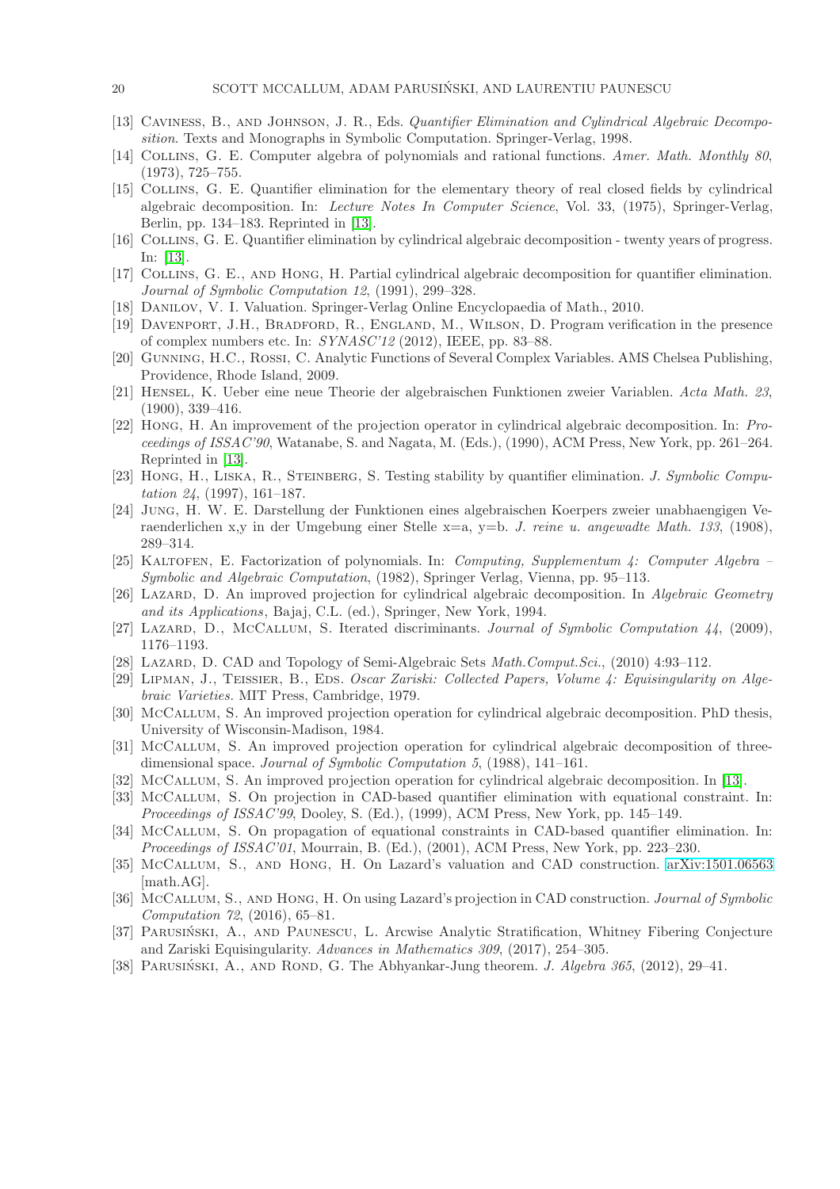[13] Caviness, B., and Johnson, J. R., Eds. *Quantifier Elimination and Cylindrical Algebraic Decomposition*. Texts and Monographs in Symbolic Computation. Springer-Verlag, 1998.

[14] Collins, G. E. Computer algebra of polynomials and rational functions. *Amer. Math. Monthly 80*, (1973), 725–755.

[15] Collins, G. E. Quantifier elimination for the elementary theory of real closed fields by cylindrical algebraic decomposition. In: *Lecture Notes In Computer Science*, Vol. 33, (1975), Springer-Verlag, Berlin, pp. 134–183. Reprinted in [13].

[16] Collins, G. E. Quantifier elimination by cylindrical algebraic decomposition - twenty years of progress. In: [13].

[17] Collins, G. E., and Hong, H. Partial cylindrical algebraic decomposition for quantifier elimination. *Journal of Symbolic Computation 12*, (1991), 299–328.

[18] Danilov, V. I. Valuation. Springer-Verlag Online Encyclopaedia of Math., 2010.

[19] Davenport, J.H., Bradford, R., England, M., Wilson, D. Program verification in the presence of complex numbers etc. In: *SYNASC'12* (2012), IEEE, pp. 83–88.

[20] Gunning, H.C., Rossi, C. Analytic Functions of Several Complex Variables. AMS Chelsea Publishing, Providence, Rhode Island, 2009.

[21] Hensel, K. Ueber eine neue Theorie der algebraischen Funktionen zweier Variablen. *Acta Math. 23*, (1900), 339–416.

[22] Hong, H. An improvement of the projection operator in cylindrical algebraic decomposition. In: *Proceedings of ISSAC'90*, Watanabe, S. and Nagata, M. (Eds.), (1990), ACM Press, New York, pp. 261–264. Reprinted in [13].

[23] Hong, H., Liska, R., Steinberg, S. Testing stability by quantifier elimination. *J. Symbolic Computation 24*, (1997), 161–187.

[24] Jung, H. W. E. Darstellung der Funktionen eines algebraischen Koerpers zweier unabhaengigen Veraenderlichen x,y in der Umgebung einer Stelle x=a, y=b. *J. reine u. angewadte Math. 133*, (1908), 289–314.

[25] Kaltofen, E. Factorization of polynomials. In: *Computing, Supplementum 4: Computer Algebra – Symbolic and Algebraic Computation*, (1982), Springer Verlag, Vienna, pp. 95–113.

[26] Lazard, D. An improved projection for cylindrical algebraic decomposition. In *Algebraic Geometry and its Applications*, Bajaj, C.L. (ed.), Springer, New York, 1994.

[27] Lazard, D., McCallum, S. Iterated discriminants. *Journal of Symbolic Computation 44*, (2009), 1176–1193.

[28] Lazard, D. CAD and Topology of Semi-Algebraic Sets *Math.Comput.Sci.*, (2010) 4:93–112.

[29] Lipman, J., Teissier, B., Eds. *Oscar Zariski: Collected Papers, Volume 4: Equisingularity on Algebraic Varieties.* MIT Press, Cambridge, 1979.

[30] McCallum, S. An improved projection operation for cylindrical algebraic decomposition. PhD thesis, University of Wisconsin-Madison, 1984.

[31] McCallum, S. An improved projection operation for cylindrical algebraic decomposition of three-dimensional space. *Journal of Symbolic Computation 5*, (1988), 141–161.

[32] McCallum, S. An improved projection operation for cylindrical algebraic decomposition. In [13].

[33] McCallum, S. On projection in CAD-based quantifier elimination with equational constraint. In: *Proceedings of ISSAC'99*, Dooley, S. (Ed.), (1999), ACM Press, New York, pp. 145–149.

[34] McCallum, S. On propagation of equational constraints in CAD-based quantifier elimination. In: *Proceedings of ISSAC'01*, Mourrain, B. (Ed.), (2001), ACM Press, New York, pp. 223–230.

[35] McCallum, S., and Hong, H. On Lazard's valuation and CAD construction. arXiv:1501.06563 [math.AG].

[36] McCallum, S., and Hong, H. On using Lazard's projection in CAD construction. *Journal of Symbolic Computation 72*, (2016), 65–81.

[37] Parusiński, A., and Paunescu, L. Arcwise Analytic Stratification, Whitney Fibering Conjecture and Zariski Equisingularity. *Advances in Mathematics 309*, (2017), 254–305.

[38] Parusiński, A., and Rond, G. The Abhyankar-Jung theorem. *J. Algebra 365*, (2012), 29–41.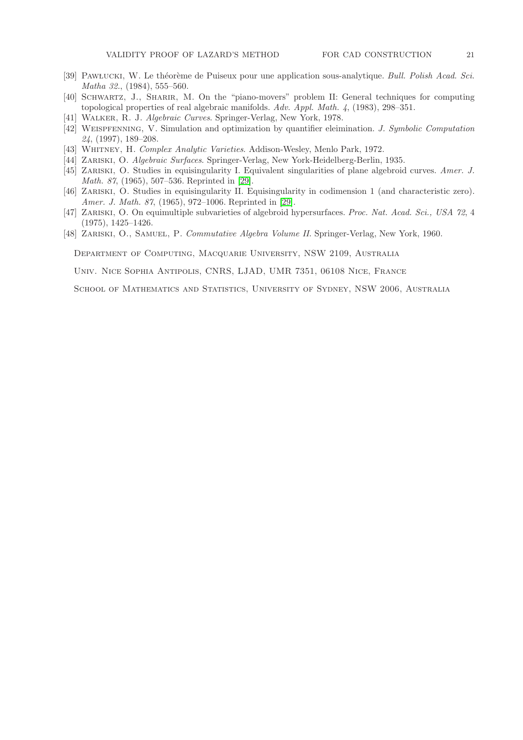[39] Pawłucki, W. Le théorème de Puiseux pour une application sous-analytique. *Bull. Polish Acad. Sci. Matha 32.*, (1984), 555–560.

[40] Schwartz, J., Sharir, M. On the "piano-movers" problem II: General techniques for computing topological properties of real algebraic manifolds. *Adv. Appl. Math. 4*, (1983), 298–351.

[41] Walker, R. J. *Algebraic Curves*. Springer-Verlag, New York, 1978.

[42] Weispfenning, V. Simulation and optimization by quantifier eleimination. *J. Symbolic Computation 24*, (1997), 189–208.

[43] Whitney, H. *Complex Analytic Varieties*. Addison-Wesley, Menlo Park, 1972.

[44] Zariski, O. *Algebraic Surfaces*. Springer-Verlag, New York-Heidelberg-Berlin, 1935.

[45] Zariski, O. Studies in equisingularity I. Equivalent singularities of plane algebroid curves. *Amer. J. Math. 87*, (1965), 507–536. Reprinted in [29].

[46] Zariski, O. Studies in equisingularity II. Equisingularity in codimension 1 (and characteristic zero). *Amer. J. Math. 87*, (1965), 972–1006. Reprinted in [29].

[47] Zariski, O. On equimultiple subvarieties of algebroid hypersurfaces. *Proc. Nat. Acad. Sci., USA 72*, 4 (1975), 1425–1426.

[48] Zariski, O., Samuel, P. *Commutative Algebra Volume II*. Springer-Verlag, New York, 1960.

Department of Computing, Macquarie University, NSW 2109, Australia

Univ. Nice Sophia Antipolis, CNRS, LJAD, UMR 7351, 06108 Nice, France

School of Mathematics and Statistics, University of Sydney, NSW 2006, Australia